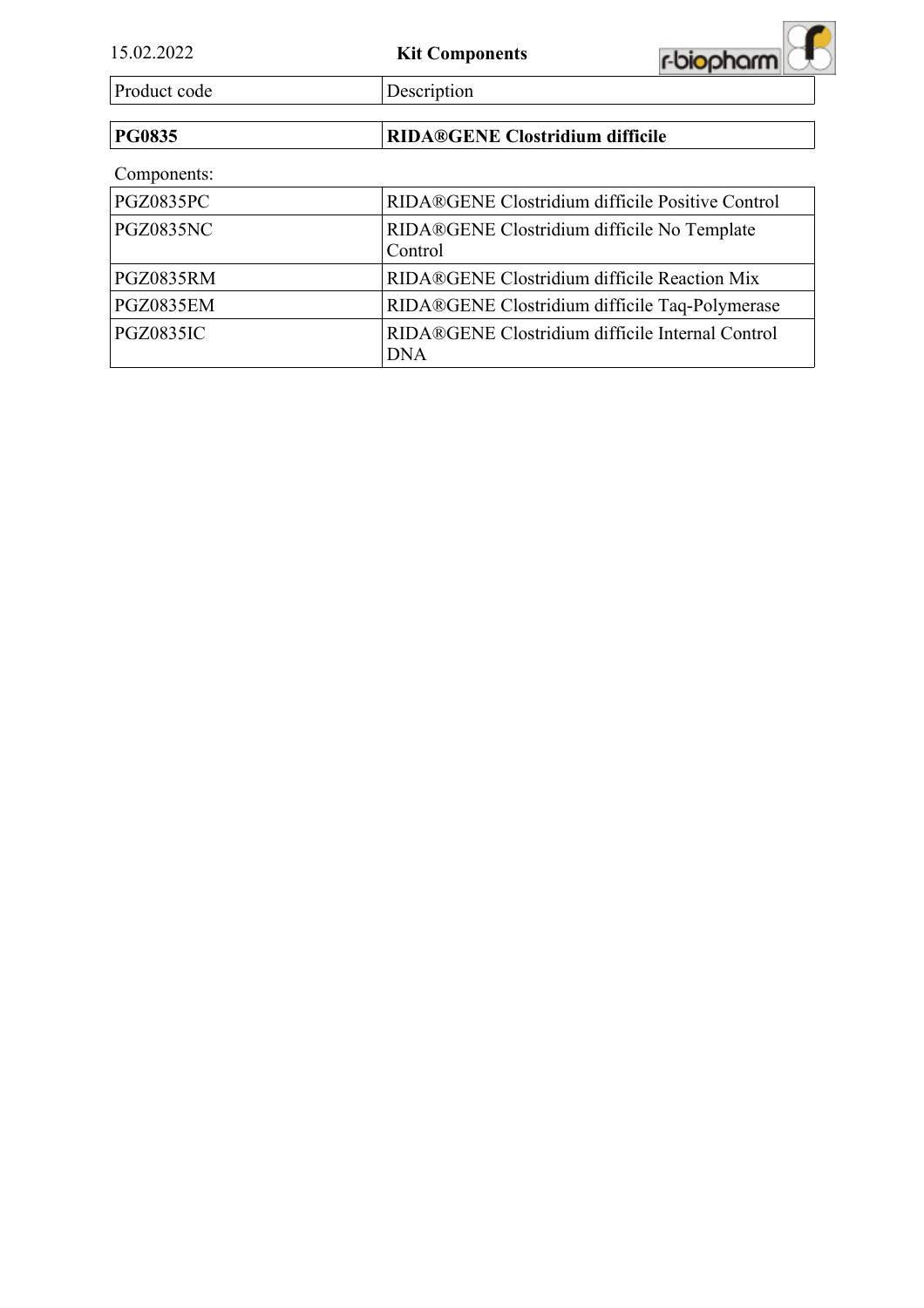15.02.2022

# Kit Components

| Product code | Description |
|---|---|
| **PG0835** | **RIDA®GENE Clostridium difficile** |

Components:

| Product code | Description |
|---|---|
| PGZ0835PC | RIDA®GENE Clostridium difficile Positive Control |
| PGZ0835NC | RIDA®GENE Clostridium difficile No Template Control |
| PGZ0835RM | RIDA®GENE Clostridium difficile Reaction Mix |
| PGZ0835EM | RIDA®GENE Clostridium difficile Taq-Polymerase |
| PGZ0835IC | RIDA®GENE Clostridium difficile Internal Control DNA |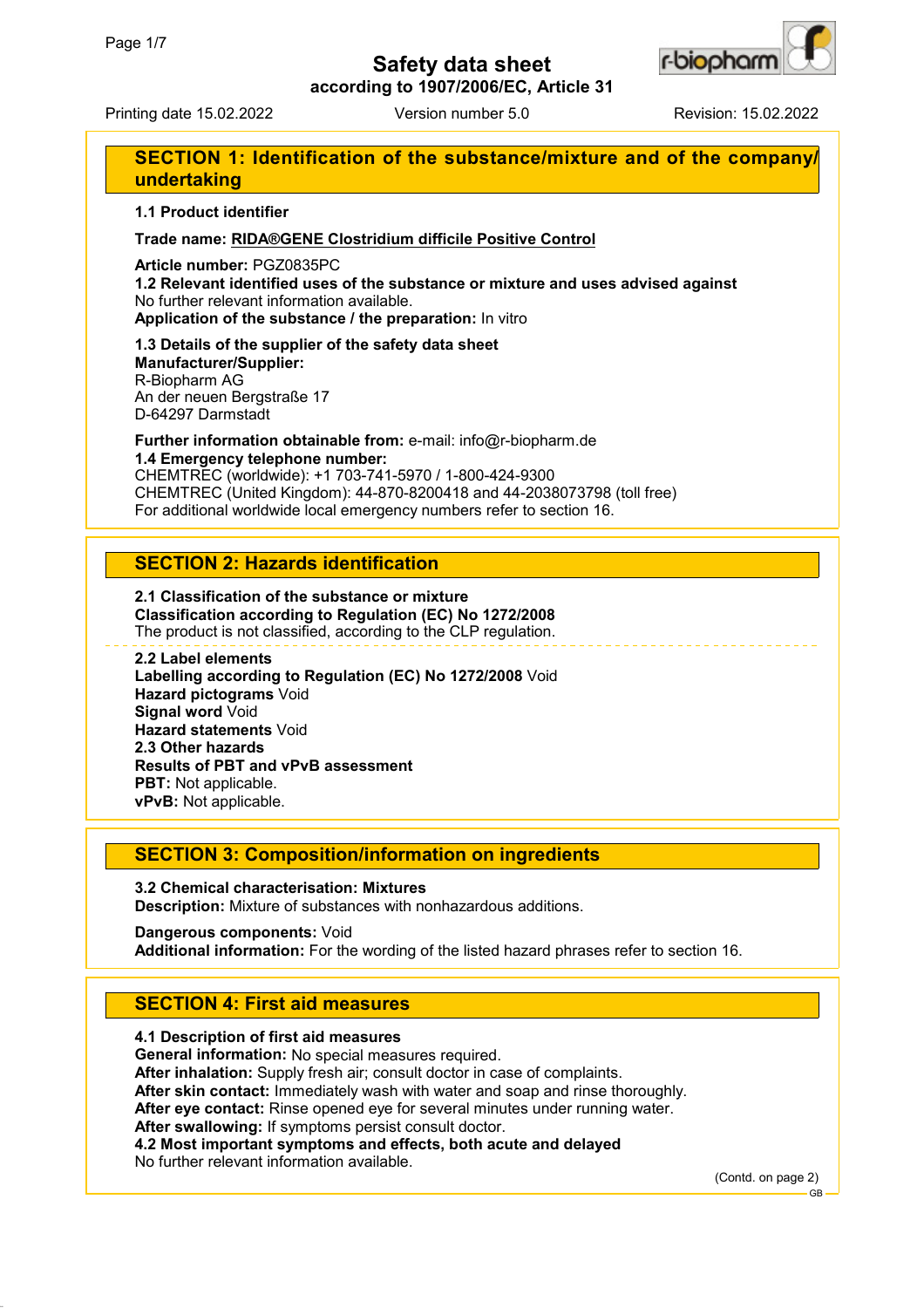# Safety data sheet

**according to 1907/2006/EC, Article 31**

Printing date 15.02.2022 Version number 5.0 Revision: 15.02.2022

## SECTION 1: Identification of the substance/mixture and of the company/undertaking

**1.1 Product identifier**

**Trade name: RIDA®GENE Clostridium difficile Positive Control**

**Article number:** PGZ0835PC

**1.2 Relevant identified uses of the substance or mixture and uses advised against**
No further relevant information available.
**Application of the substance / the preparation:** In vitro

**1.3 Details of the supplier of the safety data sheet**
**Manufacturer/Supplier:**
R-Biopharm AG
An der neuen Bergstraße 17
D-64297 Darmstadt

**Further information obtainable from:** e-mail: info@r-biopharm.de
**1.4 Emergency telephone number:**
CHEMTREC (worldwide): +1 703-741-5970 / 1-800-424-9300
CHEMTREC (United Kingdom): 44-870-8200418 and 44-2038073798 (toll free)
For additional worldwide local emergency numbers refer to section 16.

## SECTION 2: Hazards identification

**2.1 Classification of the substance or mixture**
**Classification according to Regulation (EC) No 1272/2008**
The product is not classified, according to the CLP regulation.

**2.2 Label elements**
**Labelling according to Regulation (EC) No 1272/2008** Void
**Hazard pictograms** Void
**Signal word** Void
**Hazard statements** Void
**2.3 Other hazards**
**Results of PBT and vPvB assessment**
**PBT:** Not applicable.
**vPvB:** Not applicable.

## SECTION 3: Composition/information on ingredients

**3.2 Chemical characterisation: Mixtures**
**Description:** Mixture of substances with nonhazardous additions.

**Dangerous components:** Void
**Additional information:** For the wording of the listed hazard phrases refer to section 16.

## SECTION 4: First aid measures

**4.1 Description of first aid measures**
**General information:** No special measures required.
**After inhalation:** Supply fresh air; consult doctor in case of complaints.
**After skin contact:** Immediately wash with water and soap and rinse thoroughly.
**After eye contact:** Rinse opened eye for several minutes under running water.
**After swallowing:** If symptoms persist consult doctor.
**4.2 Most important symptoms and effects, both acute and delayed**
No further relevant information available.

(Contd. on page 2)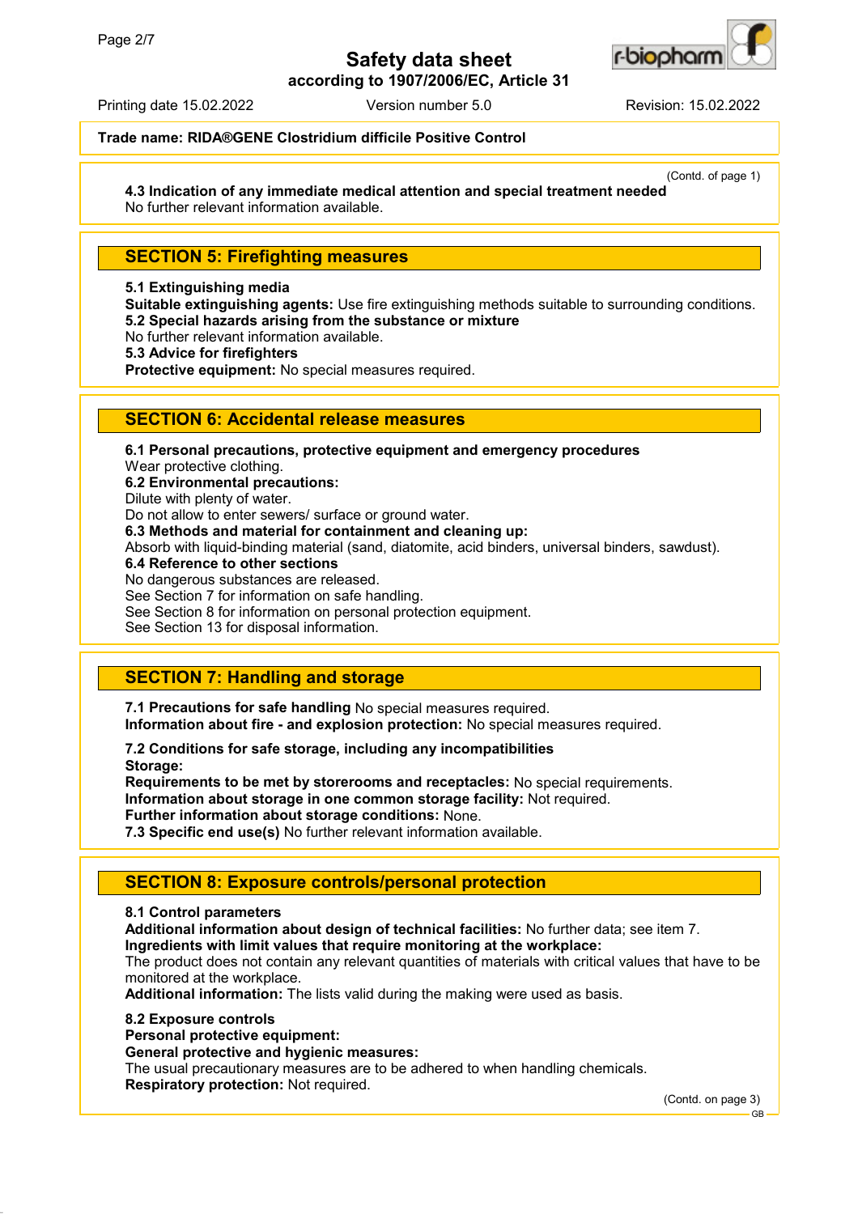**Trade name: RIDA®GENE Clostridium difficile Positive Control**

(Contd. of page 1)

**4.3 Indication of any immediate medical attention and special treatment needed**
No further relevant information available.

## SECTION 5: Firefighting measures

**5.1 Extinguishing media**
**Suitable extinguishing agents:** Use fire extinguishing methods suitable to surrounding conditions.
**5.2 Special hazards arising from the substance or mixture**
No further relevant information available.
**5.3 Advice for firefighters**
**Protective equipment:** No special measures required.

## SECTION 6: Accidental release measures

**6.1 Personal precautions, protective equipment and emergency procedures**
Wear protective clothing.
**6.2 Environmental precautions:**
Dilute with plenty of water.
Do not allow to enter sewers/ surface or ground water.
**6.3 Methods and material for containment and cleaning up:**
Absorb with liquid-binding material (sand, diatomite, acid binders, universal binders, sawdust).
**6.4 Reference to other sections**
No dangerous substances are released.
See Section 7 for information on safe handling.
See Section 8 for information on personal protection equipment.
See Section 13 for disposal information.

## SECTION 7: Handling and storage

**7.1 Precautions for safe handling** No special measures required.
**Information about fire - and explosion protection:** No special measures required.

**7.2 Conditions for safe storage, including any incompatibilities**
**Storage:**
**Requirements to be met by storerooms and receptacles:** No special requirements.
**Information about storage in one common storage facility:** Not required.
**Further information about storage conditions:** None.
**7.3 Specific end use(s)** No further relevant information available.

## SECTION 8: Exposure controls/personal protection

**8.1 Control parameters**
**Additional information about design of technical facilities:** No further data; see item 7.
**Ingredients with limit values that require monitoring at the workplace:**
The product does not contain any relevant quantities of materials with critical values that have to be monitored at the workplace.
**Additional information:** The lists valid during the making were used as basis.

**8.2 Exposure controls**
**Personal protective equipment:**
**General protective and hygienic measures:**
The usual precautionary measures are to be adhered to when handling chemicals.
**Respiratory protection:** Not required.

(Contd. on page 3)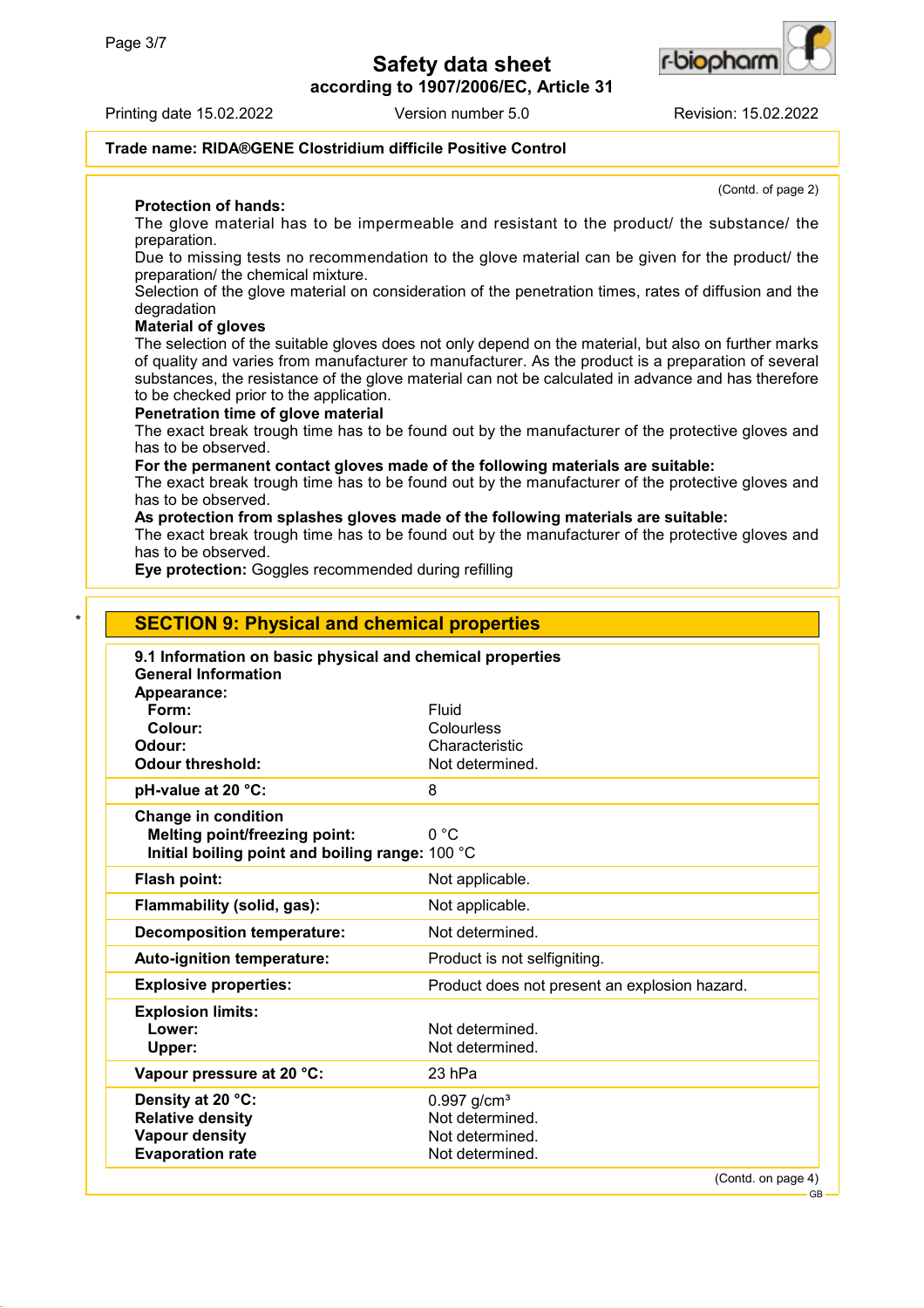**Trade name: RIDA®GENE Clostridium difficile Positive Control**

(Contd. of page 2)

**Protection of hands:**
The glove material has to be impermeable and resistant to the product/ the substance/ the preparation.
Due to missing tests no recommendation to the glove material can be given for the product/ the preparation/ the chemical mixture.
Selection of the glove material on consideration of the penetration times, rates of diffusion and the degradation

**Material of gloves**
The selection of the suitable gloves does not only depend on the material, but also on further marks of quality and varies from manufacturer to manufacturer. As the product is a preparation of several substances, the resistance of the glove material can not be calculated in advance and has therefore to be checked prior to the application.

**Penetration time of glove material**
The exact break trough time has to be found out by the manufacturer of the protective gloves and has to be observed.

**For the permanent contact gloves made of the following materials are suitable:**
The exact break trough time has to be found out by the manufacturer of the protective gloves and has to be observed.

**As protection from splashes gloves made of the following materials are suitable:**
The exact break trough time has to be found out by the manufacturer of the protective gloves and has to be observed.

**Eye protection:** Goggles recommended during refilling

## SECTION 9: Physical and chemical properties

**9.1 Information on basic physical and chemical properties**
**General Information**

| | |
|---|---|
| **Appearance:** | |
| **Form:** | Fluid |
| **Colour:** | Colourless |
| **Odour:** | Characteristic |
| **Odour threshold:** | Not determined. |
| **pH-value at 20 °C:** | 8 |
| **Change in condition** | |
| **Melting point/freezing point:** | 0 °C |
| **Initial boiling point and boiling range:** | 100 °C |
| **Flash point:** | Not applicable. |
| **Flammability (solid, gas):** | Not applicable. |
| **Decomposition temperature:** | Not determined. |
| **Auto-ignition temperature:** | Product is not selfigniting. |
| **Explosive properties:** | Product does not present an explosion hazard. |
| **Explosion limits:** | |
| **Lower:** | Not determined. |
| **Upper:** | Not determined. |
| **Vapour pressure at 20 °C:** | 23 hPa |
| **Density at 20 °C:** | 0.997 g/cm³ |
| **Relative density** | Not determined. |
| **Vapour density** | Not determined. |
| **Evaporation rate** | Not determined. |

(Contd. on page 4)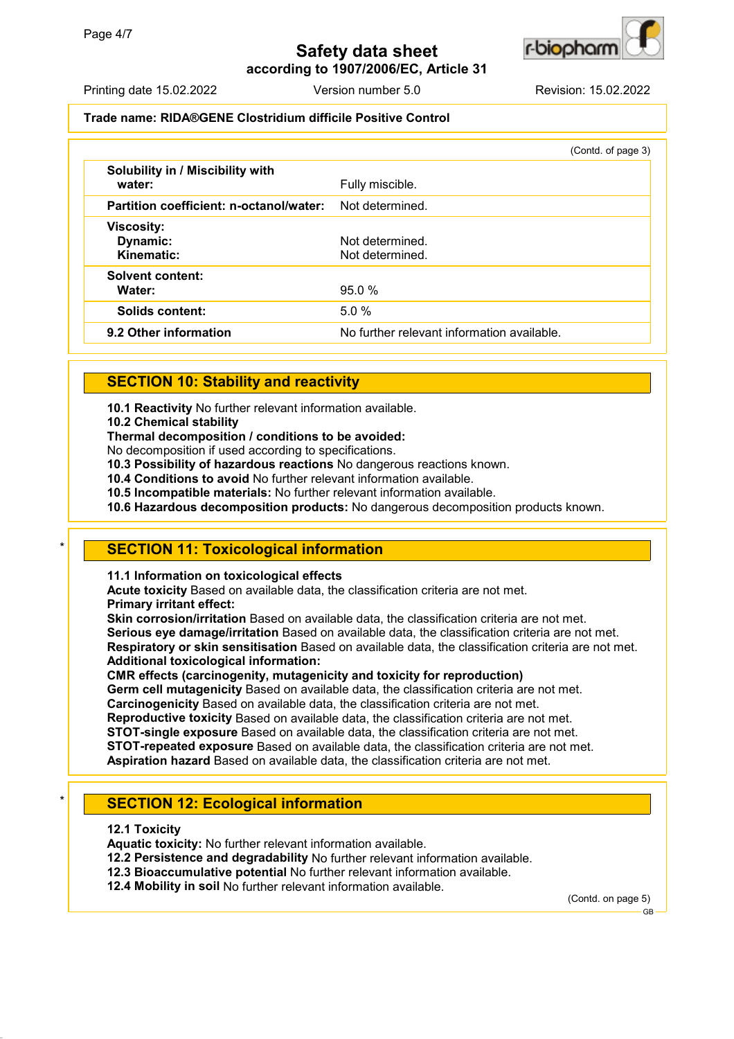**Trade name: RIDA®GENE Clostridium difficile Positive Control**

(Contd. of page 3)

| | |
|---|---|
| **Solubility in / Miscibility with water:** | Fully miscible. |
| **Partition coefficient: n-octanol/water:** | Not determined. |
| **Viscosity:** | |
| **Dynamic:** | Not determined. |
| **Kinematic:** | Not determined. |
| **Solvent content:** | |
| **Water:** | 95.0 % |
| **Solids content:** | 5.0 % |
| **9.2 Other information** | No further relevant information available. |

## SECTION 10: Stability and reactivity

**10.1 Reactivity** No further relevant information available.
**10.2 Chemical stability**
**Thermal decomposition / conditions to be avoided:**
No decomposition if used according to specifications.
**10.3 Possibility of hazardous reactions** No dangerous reactions known.
**10.4 Conditions to avoid** No further relevant information available.
**10.5 Incompatible materials:** No further relevant information available.
**10.6 Hazardous decomposition products:** No dangerous decomposition products known.

## * SECTION 11: Toxicological information

**11.1 Information on toxicological effects**
**Acute toxicity** Based on available data, the classification criteria are not met.
**Primary irritant effect:**
**Skin corrosion/irritation** Based on available data, the classification criteria are not met.
**Serious eye damage/irritation** Based on available data, the classification criteria are not met.
**Respiratory or skin sensitisation** Based on available data, the classification criteria are not met.
**Additional toxicological information:**
**CMR effects (carcinogenity, mutagenicity and toxicity for reproduction)**
**Germ cell mutagenicity** Based on available data, the classification criteria are not met.
**Carcinogenicity** Based on available data, the classification criteria are not met.
**Reproductive toxicity** Based on available data, the classification criteria are not met.
**STOT-single exposure** Based on available data, the classification criteria are not met.
**STOT-repeated exposure** Based on available data, the classification criteria are not met.
**Aspiration hazard** Based on available data, the classification criteria are not met.

## * SECTION 12: Ecological information

**12.1 Toxicity**
**Aquatic toxicity:** No further relevant information available.
**12.2 Persistence and degradability** No further relevant information available.
**12.3 Bioaccumulative potential** No further relevant information available.
**12.4 Mobility in soil** No further relevant information available.

(Contd. on page 5)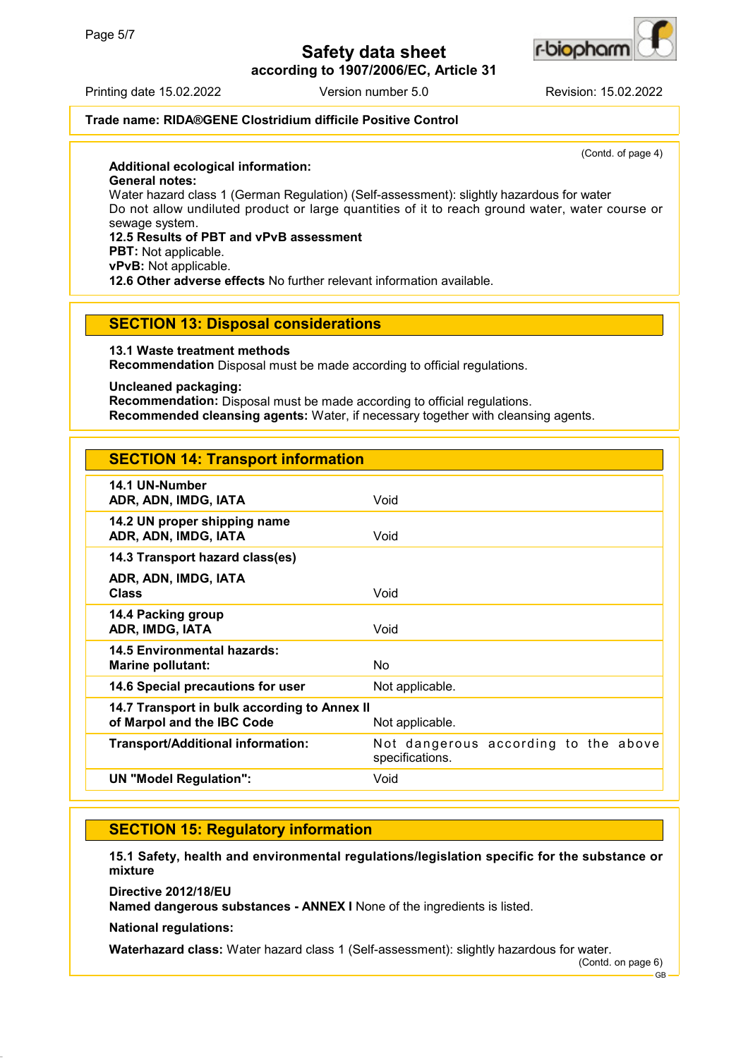Trade name: **RIDA®GENE Clostridium difficile Positive Control**

(Contd. of page 4)

**Additional ecological information:**
**General notes:**
Water hazard class 1 (German Regulation) (Self-assessment): slightly hazardous for water
Do not allow undiluted product or large quantities of it to reach ground water, water course or sewage system.
**12.5 Results of PBT and vPvB assessment**
**PBT:** Not applicable.
**vPvB:** Not applicable.
**12.6 Other adverse effects** No further relevant information available.

## SECTION 13: Disposal considerations

**13.1 Waste treatment methods**
**Recommendation** Disposal must be made according to official regulations.

**Uncleaned packaging:**
**Recommendation:** Disposal must be made according to official regulations.
**Recommended cleansing agents:** Water, if necessary together with cleansing agents.

## SECTION 14: Transport information

| | |
|---|---|
| **14.1 UN-Number**<br>**ADR, ADN, IMDG, IATA** | Void |
| **14.2 UN proper shipping name**<br>**ADR, ADN, IMDG, IATA** | Void |
| **14.3 Transport hazard class(es)**<br>**ADR, ADN, IMDG, IATA**<br>**Class** | Void |
| **14.4 Packing group**<br>**ADR, IMDG, IATA** | Void |
| **14.5 Environmental hazards:**<br>**Marine pollutant:** | No |
| **14.6 Special precautions for user** | Not applicable. |
| **14.7 Transport in bulk according to Annex II of Marpol and the IBC Code** | Not applicable. |
| **Transport/Additional information:** | Not dangerous according to the above specifications. |
| **UN "Model Regulation":** | Void |

## SECTION 15: Regulatory information

**15.1 Safety, health and environmental regulations/legislation specific for the substance or mixture**

**Directive 2012/18/EU**
**Named dangerous substances - ANNEX I** None of the ingredients is listed.

**National regulations:**

**Waterhazard class:** Water hazard class 1 (Self-assessment): slightly hazardous for water.

(Contd. on page 6)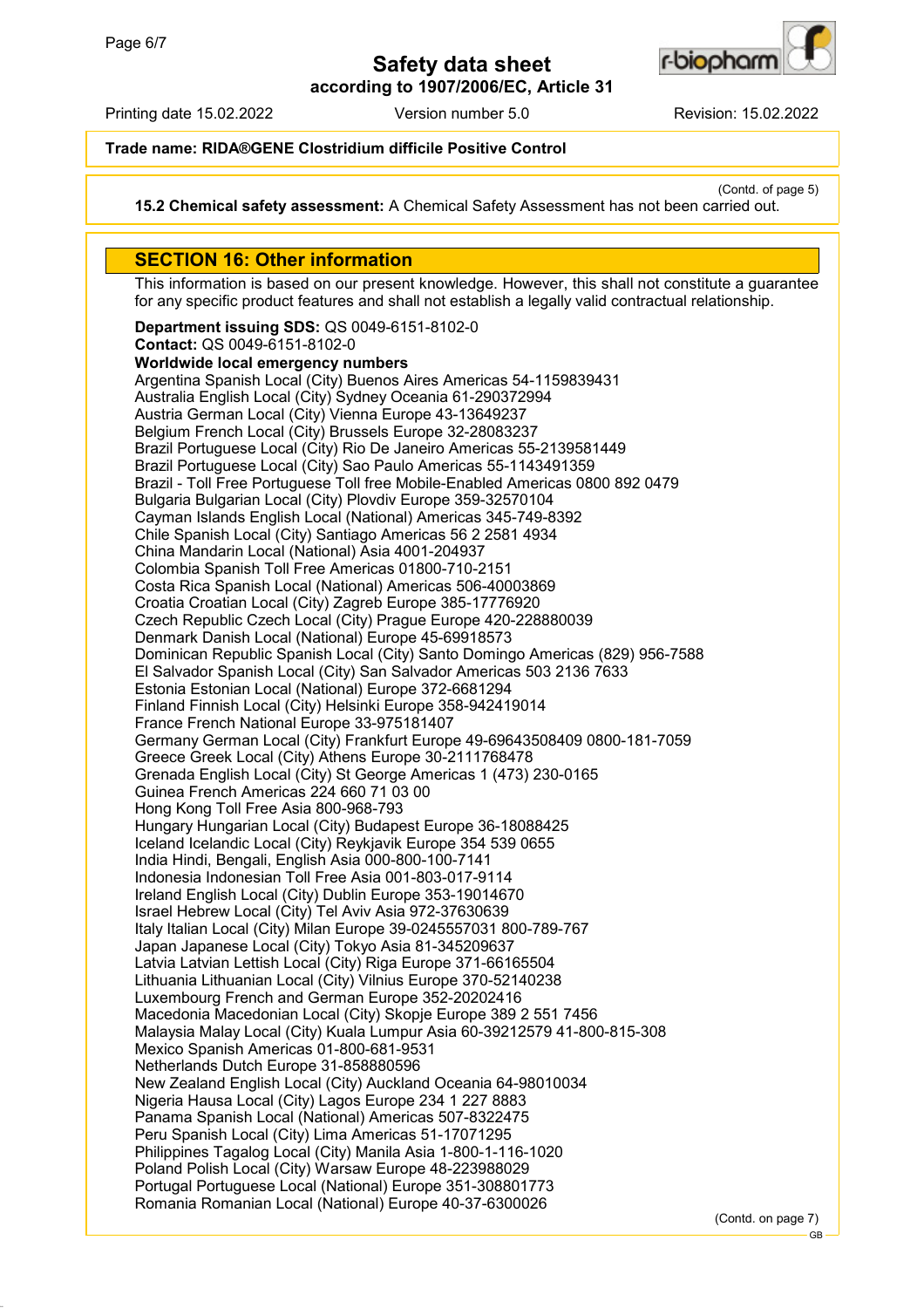(Contd. of page 5)

**15.2 Chemical safety assessment:** A Chemical Safety Assessment has not been carried out.

## SECTION 16: Other information

This information is based on our present knowledge. However, this shall not constitute a guarantee for any specific product features and shall not establish a legally valid contractual relationship.

**Department issuing SDS:** QS 0049-6151-8102-0
**Contact:** QS 0049-6151-8102-0
**Worldwide local emergency numbers**
Argentina Spanish Local (City) Buenos Aires Americas 54-1159839431
Australia English Local (City) Sydney Oceania 61-290372994
Austria German Local (City) Vienna Europe 43-13649237
Belgium French Local (City) Brussels Europe 32-28083237
Brazil Portuguese Local (City) Rio De Janeiro Americas 55-2139581449
Brazil Portuguese Local (City) Sao Paulo Americas 55-1143491359
Brazil - Toll Free Portuguese Toll free Mobile-Enabled Americas 0800 892 0479
Bulgaria Bulgarian Local (City) Plovdiv Europe 359-32570104
Cayman Islands English Local (National) Americas 345-749-8392
Chile Spanish Local (City) Santiago Americas 56 2 2581 4934
China Mandarin Local (National) Asia 4001-204937
Colombia Spanish Toll Free Americas 01800-710-2151
Costa Rica Spanish Local (National) Americas 506-40003869
Croatia Croatian Local (City) Zagreb Europe 385-17776920
Czech Republic Czech Local (City) Prague Europe 420-228880039
Denmark Danish Local (National) Europe 45-69918573
Dominican Republic Spanish Local (City) Santo Domingo Americas (829) 956-7588
El Salvador Spanish Local (City) San Salvador Americas 503 2136 7633
Estonia Estonian Local (National) Europe 372-6681294
Finland Finnish Local (City) Helsinki Europe 358-942419014
France French National Europe 33-975181407
Germany German Local (City) Frankfurt Europe 49-69643508409 0800-181-7059
Greece Greek Local (City) Athens Europe 30-2111768478
Grenada English Local (City) St George Americas 1 (473) 230-0165
Guinea French Americas 224 660 71 03 00
Hong Kong Toll Free Asia 800-968-793
Hungary Hungarian Local (City) Budapest Europe 36-18088425
Iceland Icelandic Local (City) Reykjavik Europe 354 539 0655
India Hindi, Bengali, English Asia 000-800-100-7141
Indonesia Indonesian Toll Free Asia 001-803-017-9114
Ireland English Local (City) Dublin Europe 353-19014670
Israel Hebrew Local (City) Tel Aviv Asia 972-37630639
Italy Italian Local (City) Milan Europe 39-0245557031 800-789-767
Japan Japanese Local (City) Tokyo Asia 81-345209637
Latvia Latvian Lettish Local (City) Riga Europe 371-66165504
Lithuania Lithuanian Local (City) Vilnius Europe 370-52140238
Luxembourg French and German Europe 352-20202416
Macedonia Macedonian Local (City) Skopje Europe 389 2 551 7456
Malaysia Malay Local (City) Kuala Lumpur Asia 60-39212579 41-800-815-308
Mexico Spanish Americas 01-800-681-9531
Netherlands Dutch Europe 31-858880596
New Zealand English Local (City) Auckland Oceania 64-98010034
Nigeria Hausa Local (City) Lagos Europe 234 1 227 8883
Panama Spanish Local (National) Americas 507-8322475
Peru Spanish Local (City) Lima Americas 51-17071295
Philippines Tagalog Local (City) Manila Asia 1-800-1-116-1020
Poland Polish Local (City) Warsaw Europe 48-223988029
Portugal Portuguese Local (National) Europe 351-308801773
Romania Romanian Local (National) Europe 40-37-6300026

(Contd. on page 7)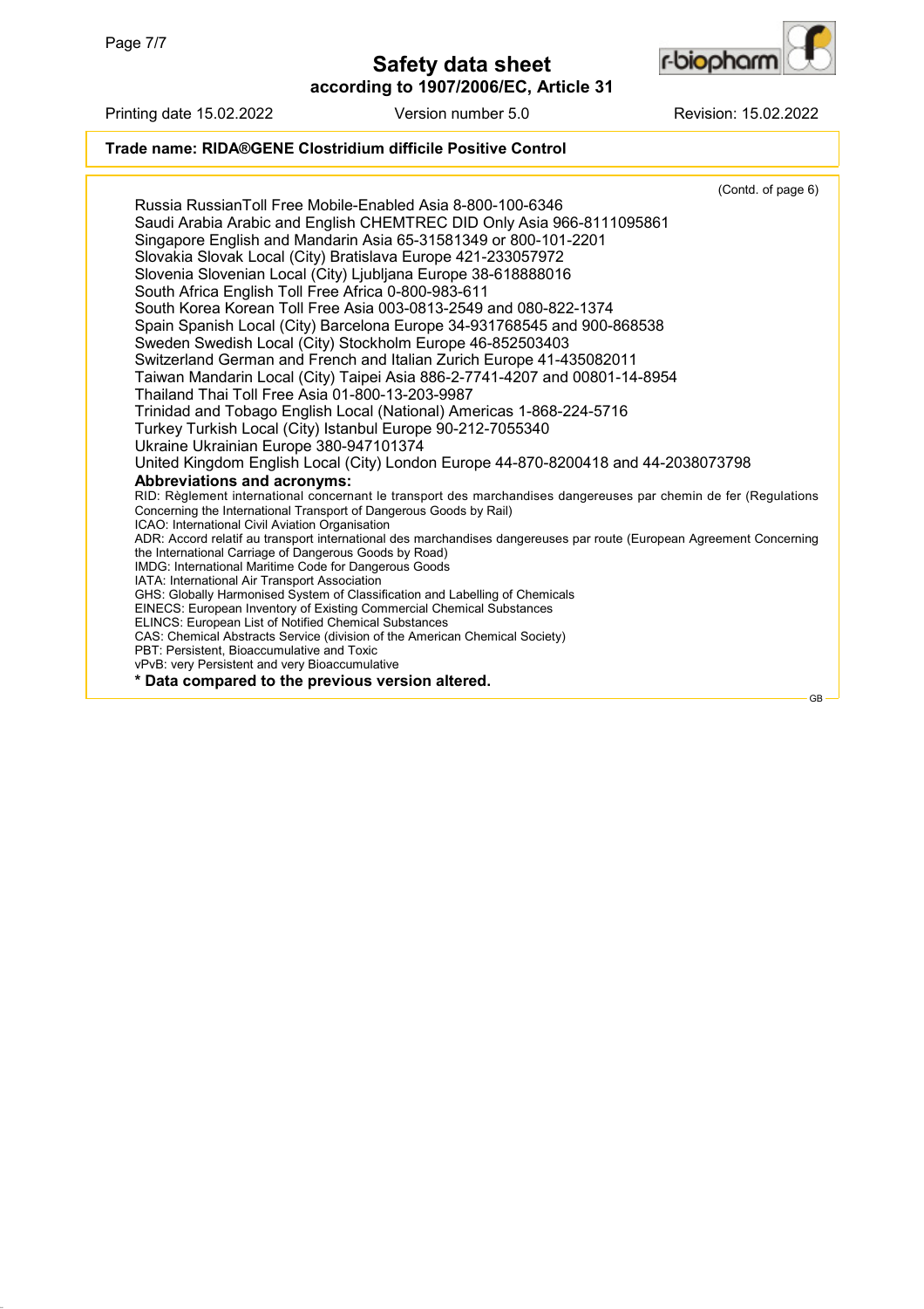**Trade name: RIDA®GENE Clostridium difficile Positive Control**

(Contd. of page 6)

Russia RussianToll Free Mobile-Enabled Asia 8-800-100-6346
Saudi Arabia Arabic and English CHEMTREC DID Only Asia 966-8111095861
Singapore English and Mandarin Asia 65-31581349 or 800-101-2201
Slovakia Slovak Local (City) Bratislava Europe 421-233057972
Slovenia Slovenian Local (City) Ljubljana Europe 38-618888016
South Africa English Toll Free Africa 0-800-983-611
South Korea Korean Toll Free Asia 003-0813-2549 and 080-822-1374
Spain Spanish Local (City) Barcelona Europe 34-931768545 and 900-868538
Sweden Swedish Local (City) Stockholm Europe 46-852503403
Switzerland German and French and Italian Zurich Europe 41-435082011
Taiwan Mandarin Local (City) Taipei Asia 886-2-7741-4207 and 00801-14-8954
Thailand Thai Toll Free Asia 01-800-13-203-9987
Trinidad and Tobago English Local (National) Americas 1-868-224-5716
Turkey Turkish Local (City) Istanbul Europe 90-212-7055340
Ukraine Ukrainian Europe 380-947101374
United Kingdom English Local (City) London Europe 44-870-8200418 and 44-2038073798

**Abbreviations and acronyms:**

RID: Règlement international concernant le transport des marchandises dangereuses par chemin de fer (Regulations Concerning the International Transport of Dangerous Goods by Rail)
ICAO: International Civil Aviation Organisation
ADR: Accord relatif au transport international des marchandises dangereuses par route (European Agreement Concerning the International Carriage of Dangerous Goods by Road)
IMDG: International Maritime Code for Dangerous Goods
IATA: International Air Transport Association
GHS: Globally Harmonised System of Classification and Labelling of Chemicals
EINECS: European Inventory of Existing Commercial Chemical Substances
ELINCS: European List of Notified Chemical Substances
CAS: Chemical Abstracts Service (division of the American Chemical Society)
PBT: Persistent, Bioaccumulative and Toxic
vPvB: very Persistent and very Bioaccumulative

**\* Data compared to the previous version altered.**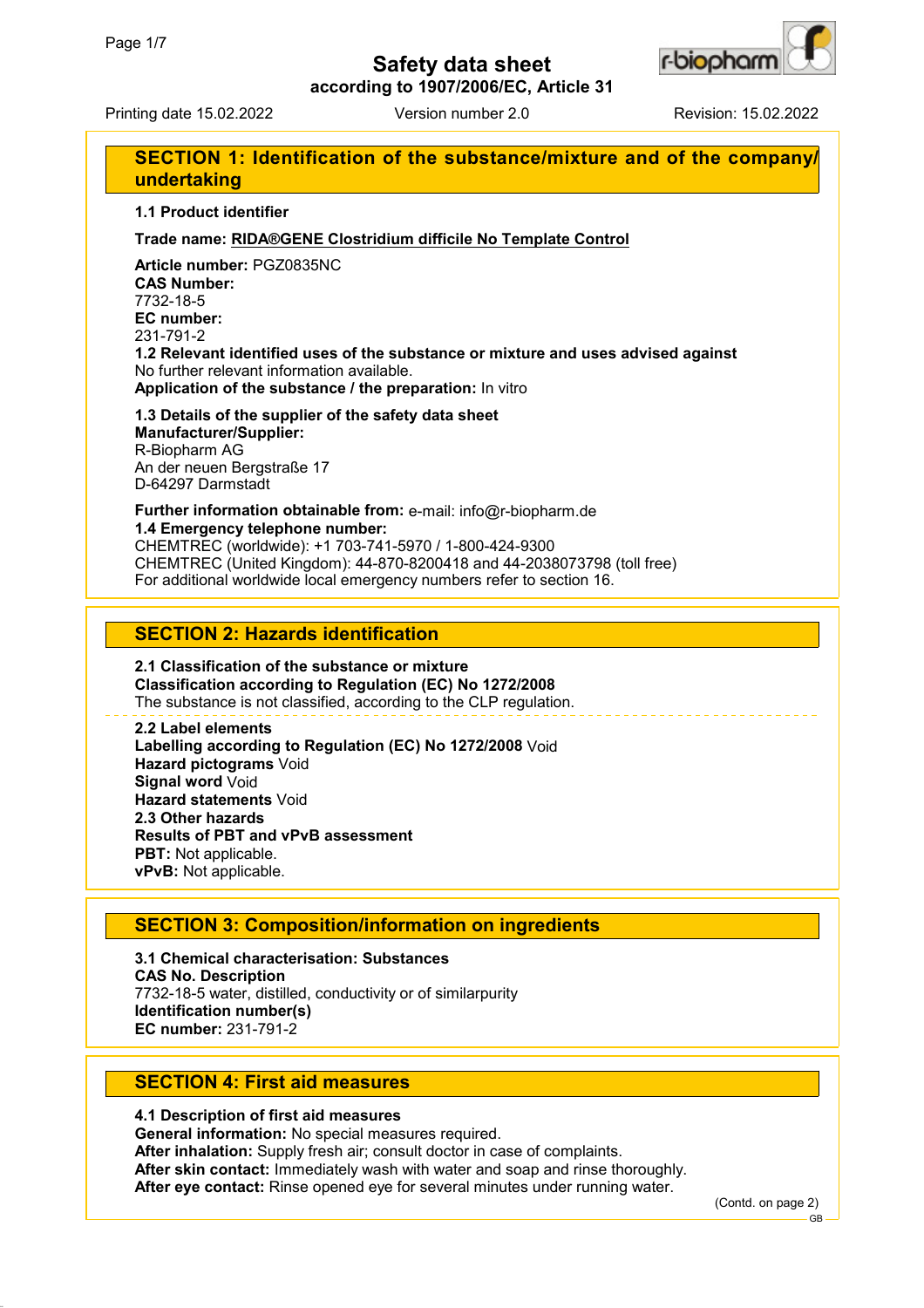# Safety data sheet

**according to 1907/2006/EC, Article 31**

Printing date 15.02.2022 Version number 2.0 Revision: 15.02.2022

## SECTION 1: Identification of the substance/mixture and of the company/undertaking

**1.1 Product identifier**

**Trade name: RIDA®GENE Clostridium difficile No Template Control**

**Article number:** PGZ0835NC
**CAS Number:**
7732-18-5
**EC number:**
231-791-2
**1.2 Relevant identified uses of the substance or mixture and uses advised against**
No further relevant information available.
**Application of the substance / the preparation:** In vitro

**1.3 Details of the supplier of the safety data sheet**
**Manufacturer/Supplier:**
R-Biopharm AG
An der neuen Bergstraße 17
D-64297 Darmstadt

**Further information obtainable from:** e-mail: info@r-biopharm.de
**1.4 Emergency telephone number:**
CHEMTREC (worldwide): +1 703-741-5970 / 1-800-424-9300
CHEMTREC (United Kingdom): 44-870-8200418 and 44-2038073798 (toll free)
For additional worldwide local emergency numbers refer to section 16.

## SECTION 2: Hazards identification

**2.1 Classification of the substance or mixture**
**Classification according to Regulation (EC) No 1272/2008**
The substance is not classified, according to the CLP regulation.

**2.2 Label elements**
**Labelling according to Regulation (EC) No 1272/2008** Void
**Hazard pictograms** Void
**Signal word** Void
**Hazard statements** Void
**2.3 Other hazards**
**Results of PBT and vPvB assessment**
**PBT:** Not applicable.
**vPvB:** Not applicable.

## SECTION 3: Composition/information on ingredients

**3.1 Chemical characterisation: Substances**
**CAS No. Description**
7732-18-5 water, distilled, conductivity or of similarpurity
**Identification number(s)**
**EC number:** 231-791-2

## SECTION 4: First aid measures

**4.1 Description of first aid measures**
**General information:** No special measures required.
**After inhalation:** Supply fresh air; consult doctor in case of complaints.
**After skin contact:** Immediately wash with water and soap and rinse thoroughly.
**After eye contact:** Rinse opened eye for several minutes under running water.

(Contd. on page 2)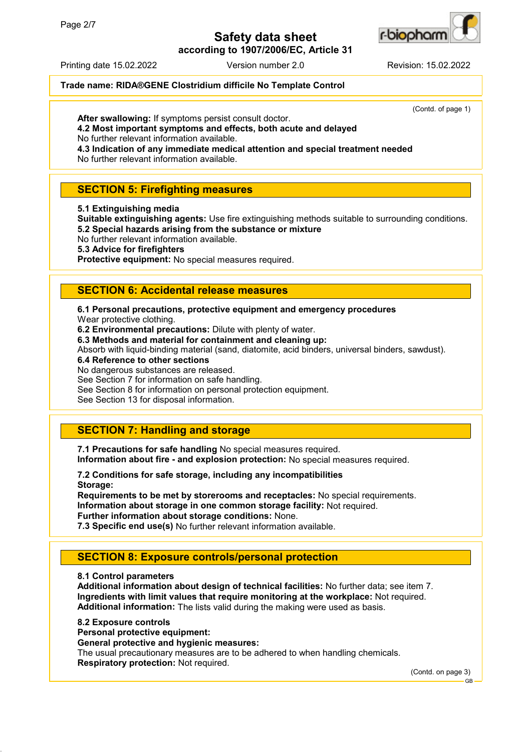**Trade name: RIDA®GENE Clostridium difficile No Template Control**

(Contd. of page 1)

**After swallowing:** If symptoms persist consult doctor.
**4.2 Most important symptoms and effects, both acute and delayed**
No further relevant information available.
**4.3 Indication of any immediate medical attention and special treatment needed**
No further relevant information available.

## SECTION 5: Firefighting measures

**5.1 Extinguishing media**
**Suitable extinguishing agents:** Use fire extinguishing methods suitable to surrounding conditions.
**5.2 Special hazards arising from the substance or mixture**
No further relevant information available.
**5.3 Advice for firefighters**
**Protective equipment:** No special measures required.

## SECTION 6: Accidental release measures

**6.1 Personal precautions, protective equipment and emergency procedures**
Wear protective clothing.
**6.2 Environmental precautions:** Dilute with plenty of water.
**6.3 Methods and material for containment and cleaning up:**
Absorb with liquid-binding material (sand, diatomite, acid binders, universal binders, sawdust).
**6.4 Reference to other sections**
No dangerous substances are released.
See Section 7 for information on safe handling.
See Section 8 for information on personal protection equipment.
See Section 13 for disposal information.

## SECTION 7: Handling and storage

**7.1 Precautions for safe handling** No special measures required.
**Information about fire - and explosion protection:** No special measures required.

**7.2 Conditions for safe storage, including any incompatibilities**
**Storage:**
**Requirements to be met by storerooms and receptacles:** No special requirements.
**Information about storage in one common storage facility:** Not required.
**Further information about storage conditions:** None.
**7.3 Specific end use(s)** No further relevant information available.

## SECTION 8: Exposure controls/personal protection

**8.1 Control parameters**
**Additional information about design of technical facilities:** No further data; see item 7.
**Ingredients with limit values that require monitoring at the workplace:** Not required.
**Additional information:** The lists valid during the making were used as basis.

**8.2 Exposure controls**
**Personal protective equipment:**
**General protective and hygienic measures:**
The usual precautionary measures are to be adhered to when handling chemicals.
**Respiratory protection:** Not required.

(Contd. on page 3)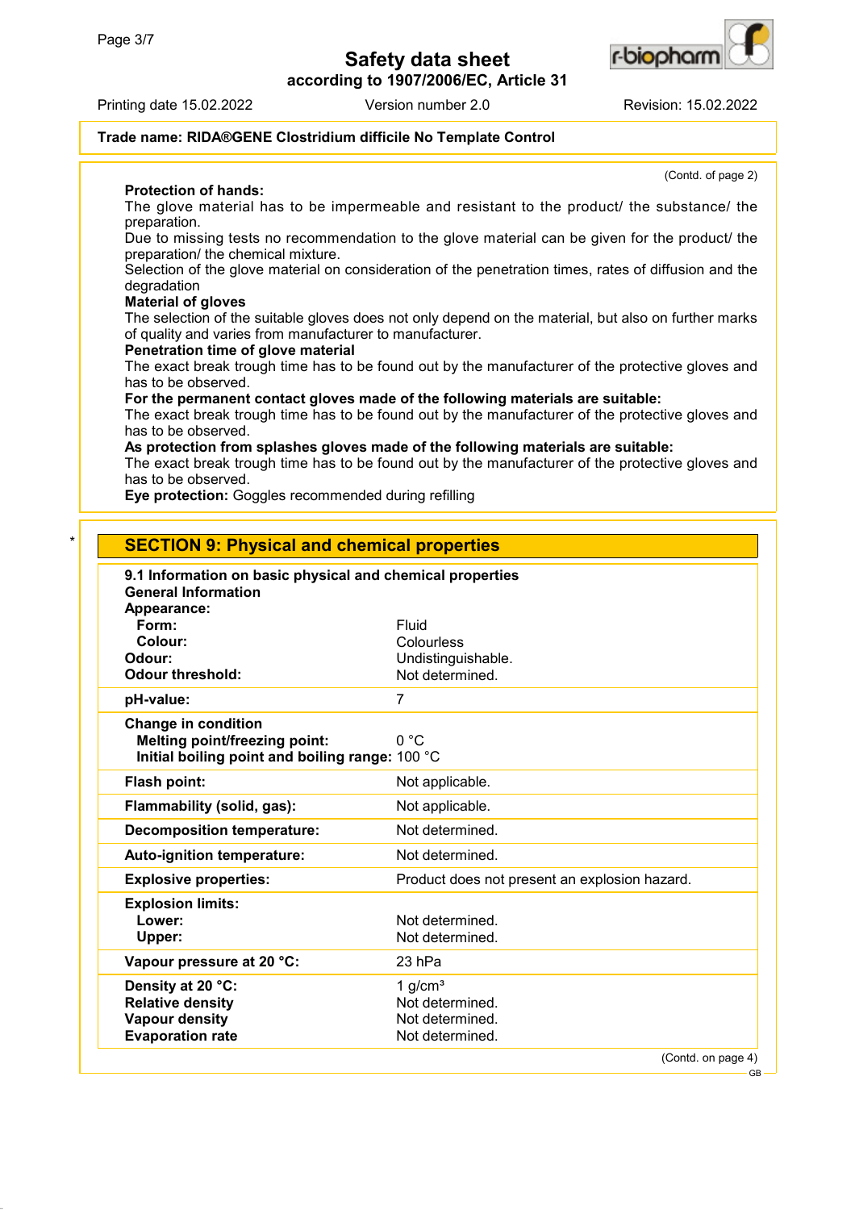**Trade name: RIDA®GENE Clostridium difficile No Template Control**

(Contd. of page 2)

**Protection of hands:**
The glove material has to be impermeable and resistant to the product/ the substance/ the preparation.
Due to missing tests no recommendation to the glove material can be given for the product/ the preparation/ the chemical mixture.
Selection of the glove material on consideration of the penetration times, rates of diffusion and the degradation
**Material of gloves**
The selection of the suitable gloves does not only depend on the material, but also on further marks of quality and varies from manufacturer to manufacturer.
**Penetration time of glove material**
The exact break trough time has to be found out by the manufacturer of the protective gloves and has to be observed.
**For the permanent contact gloves made of the following materials are suitable:**
The exact break trough time has to be found out by the manufacturer of the protective gloves and has to be observed.
**As protection from splashes gloves made of the following materials are suitable:**
The exact break trough time has to be found out by the manufacturer of the protective gloves and has to be observed.
**Eye protection:** Goggles recommended during refilling

\*

## SECTION 9: Physical and chemical properties

**9.1 Information on basic physical and chemical properties**
**General Information**
**Appearance:**

| | |
|---|---|
| **Form:** | Fluid |
| **Colour:** | Colourless |
| **Odour:** | Undistinguishable. |
| **Odour threshold:** | Not determined. |
| **pH-value:** | 7 |
| **Change in condition** | |
| **Melting point/freezing point:** | 0 °C |
| **Initial boiling point and boiling range:** | 100 °C |
| **Flash point:** | Not applicable. |
| **Flammability (solid, gas):** | Not applicable. |
| **Decomposition temperature:** | Not determined. |
| **Auto-ignition temperature:** | Not determined. |
| **Explosive properties:** | Product does not present an explosion hazard. |
| **Explosion limits:** | |
| **Lower:** | Not determined. |
| **Upper:** | Not determined. |
| **Vapour pressure at 20 °C:** | 23 hPa |
| **Density at 20 °C:** | 1 g/cm³ |
| **Relative density** | Not determined. |
| **Vapour density** | Not determined. |
| **Evaporation rate** | Not determined. |

(Contd. on page 4)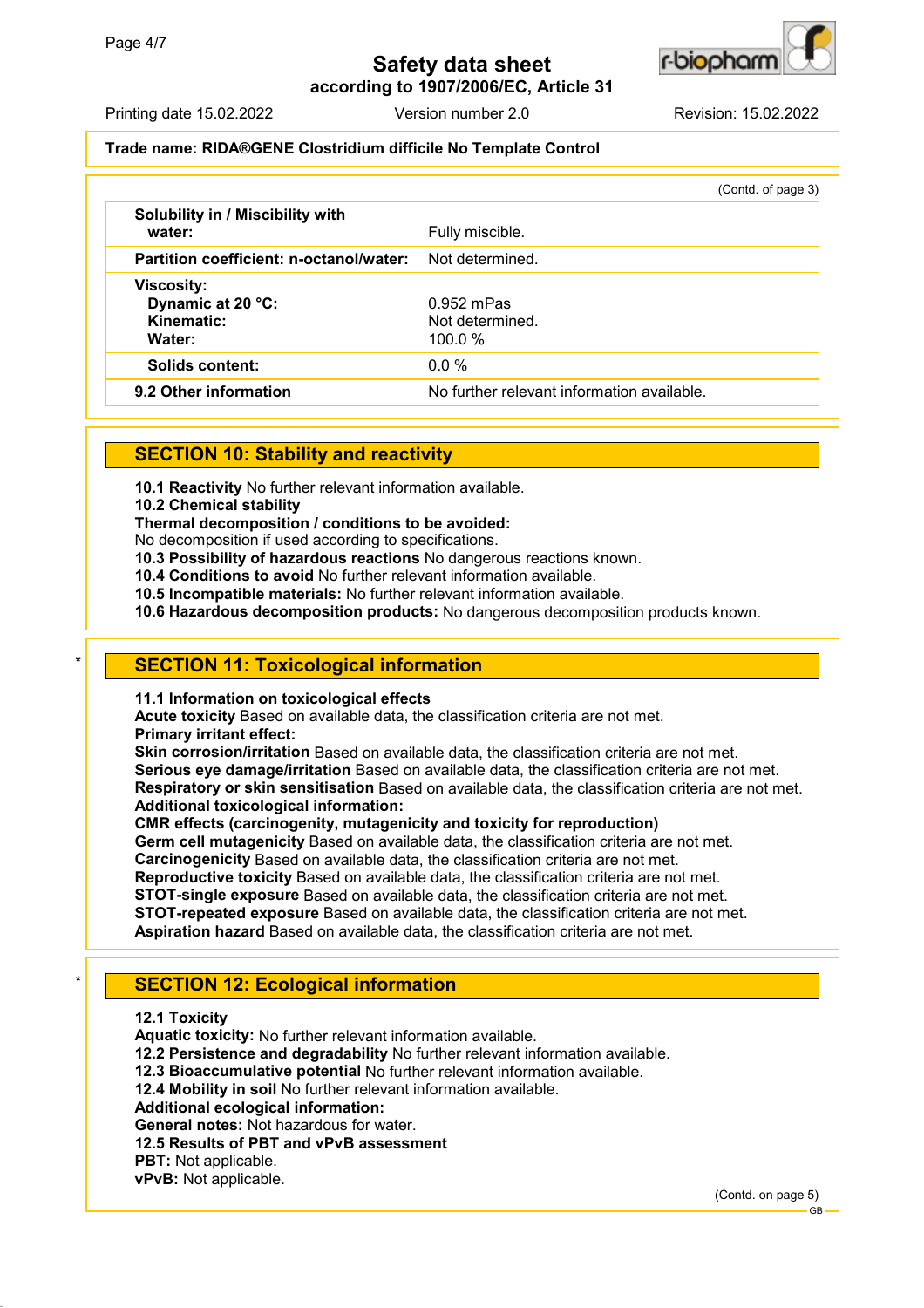**Trade name: RIDA®GENE Clostridium difficile No Template Control**

(Contd. of page 3)

| | |
|---|---|
| **Solubility in / Miscibility with water:** | Fully miscible. |
| **Partition coefficient: n-octanol/water:** | Not determined. |
| **Viscosity:** | |
| **Dynamic at 20 °C:** | 0.952 mPas |
| **Kinematic:** | Not determined. |
| **Water:** | 100.0 % |
| **Solids content:** | 0.0 % |
| **9.2 Other information** | No further relevant information available. |

## SECTION 10: Stability and reactivity

**10.1 Reactivity** No further relevant information available.
**10.2 Chemical stability**
**Thermal decomposition / conditions to be avoided:**
No decomposition if used according to specifications.
**10.3 Possibility of hazardous reactions** No dangerous reactions known.
**10.4 Conditions to avoid** No further relevant information available.
**10.5 Incompatible materials:** No further relevant information available.
**10.6 Hazardous decomposition products:** No dangerous decomposition products known.

## * SECTION 11: Toxicological information

**11.1 Information on toxicological effects**
**Acute toxicity** Based on available data, the classification criteria are not met.
**Primary irritant effect:**
**Skin corrosion/irritation** Based on available data, the classification criteria are not met.
**Serious eye damage/irritation** Based on available data, the classification criteria are not met.
**Respiratory or skin sensitisation** Based on available data, the classification criteria are not met.
**Additional toxicological information:**
**CMR effects (carcinogenity, mutagenicity and toxicity for reproduction)**
**Germ cell mutagenicity** Based on available data, the classification criteria are not met.
**Carcinogenicity** Based on available data, the classification criteria are not met.
**Reproductive toxicity** Based on available data, the classification criteria are not met.
**STOT-single exposure** Based on available data, the classification criteria are not met.
**STOT-repeated exposure** Based on available data, the classification criteria are not met.
**Aspiration hazard** Based on available data, the classification criteria are not met.

## * SECTION 12: Ecological information

**12.1 Toxicity**
**Aquatic toxicity:** No further relevant information available.
**12.2 Persistence and degradability** No further relevant information available.
**12.3 Bioaccumulative potential** No further relevant information available.
**12.4 Mobility in soil** No further relevant information available.
**Additional ecological information:**
**General notes:** Not hazardous for water.
**12.5 Results of PBT and vPvB assessment**
**PBT:** Not applicable.
**vPvB:** Not applicable.

(Contd. on page 5)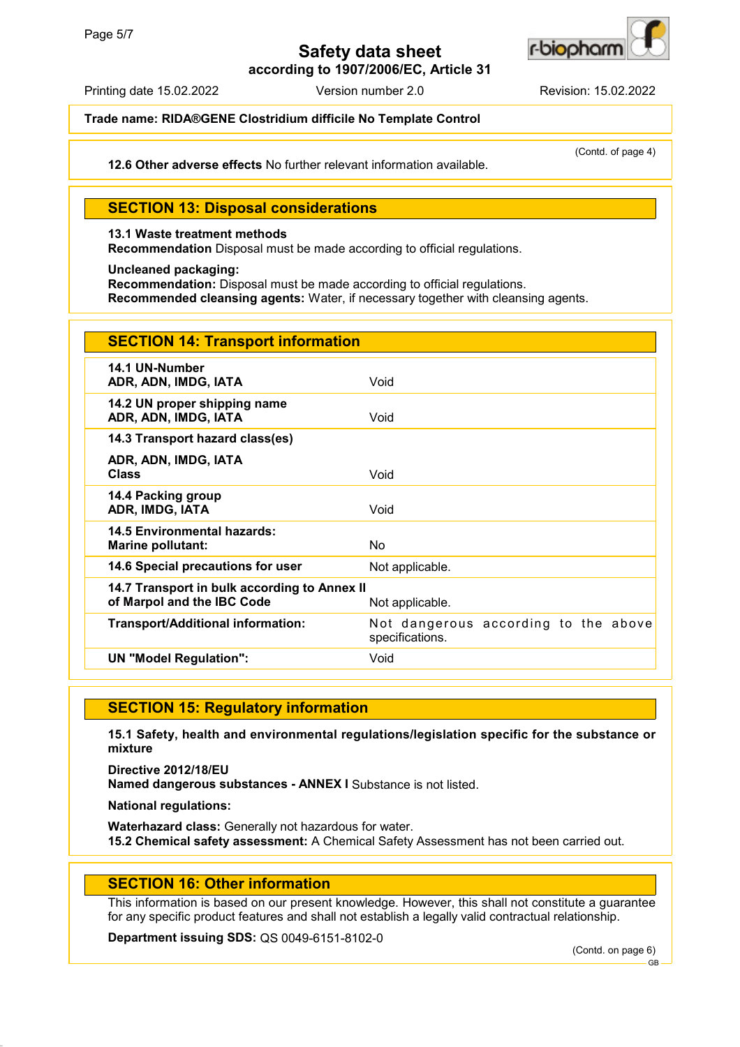**Trade name: RIDA®GENE Clostridium difficile No Template Control**

(Contd. of page 4)

**12.6 Other adverse effects** No further relevant information available.

## SECTION 13: Disposal considerations

**13.1 Waste treatment methods**
**Recommendation** Disposal must be made according to official regulations.

**Uncleaned packaging:**
**Recommendation:** Disposal must be made according to official regulations.
**Recommended cleansing agents:** Water, if necessary together with cleansing agents.

## SECTION 14: Transport information

| | |
|---|---|
| **14.1 UN-Number**<br>**ADR, ADN, IMDG, IATA** | Void |
| **14.2 UN proper shipping name**<br>**ADR, ADN, IMDG, IATA** | Void |
| **14.3 Transport hazard class(es)**<br>**ADR, ADN, IMDG, IATA**<br>**Class** | Void |
| **14.4 Packing group**<br>**ADR, IMDG, IATA** | Void |
| **14.5 Environmental hazards:**<br>**Marine pollutant:** | No |
| **14.6 Special precautions for user** | Not applicable. |
| **14.7 Transport in bulk according to Annex II of Marpol and the IBC Code** | Not applicable. |
| **Transport/Additional information:** | Not dangerous according to the above specifications. |
| **UN "Model Regulation":** | Void |

## SECTION 15: Regulatory information

**15.1 Safety, health and environmental regulations/legislation specific for the substance or mixture**

**Directive 2012/18/EU**
**Named dangerous substances - ANNEX I** Substance is not listed.

**National regulations:**

**Waterhazard class:** Generally not hazardous for water.
**15.2 Chemical safety assessment:** A Chemical Safety Assessment has not been carried out.

## SECTION 16: Other information

This information is based on our present knowledge. However, this shall not constitute a guarantee for any specific product features and shall not establish a legally valid contractual relationship.

**Department issuing SDS:** QS 0049-6151-8102-0

(Contd. on page 6)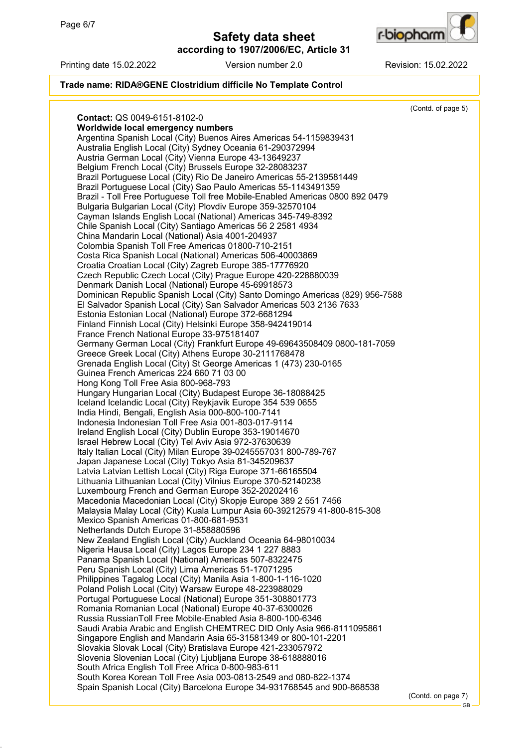**Trade name: RIDA®GENE Clostridium difficile No Template Control**

(Contd. of page 5)

**Contact:** QS 0049-6151-8102-0
**Worldwide local emergency numbers**
Argentina Spanish Local (City) Buenos Aires Americas 54-1159839431
Australia English Local (City) Sydney Oceania 61-290372994
Austria German Local (City) Vienna Europe 43-13649237
Belgium French Local (City) Brussels Europe 32-28083237
Brazil Portuguese Local (City) Rio De Janeiro Americas 55-2139581449
Brazil Portuguese Local (City) Sao Paulo Americas 55-1143491359
Brazil - Toll Free Portuguese Toll free Mobile-Enabled Americas 0800 892 0479
Bulgaria Bulgarian Local (City) Plovdiv Europe 359-32570104
Cayman Islands English Local (National) Americas 345-749-8392
Chile Spanish Local (City) Santiago Americas 56 2 2581 4934
China Mandarin Local (National) Asia 4001-204937
Colombia Spanish Toll Free Americas 01800-710-2151
Costa Rica Spanish Local (National) Americas 506-40003869
Croatia Croatian Local (City) Zagreb Europe 385-17776920
Czech Republic Czech Local (City) Prague Europe 420-228880039
Denmark Danish Local (National) Europe 45-69918573
Dominican Republic Spanish Local (City) Santo Domingo Americas (829) 956-7588
El Salvador Spanish Local (City) San Salvador Americas 503 2136 7633
Estonia Estonian Local (National) Europe 372-6681294
Finland Finnish Local (City) Helsinki Europe 358-942419014
France French National Europe 33-975181407
Germany German Local (City) Frankfurt Europe 49-69643508409 0800-181-7059
Greece Greek Local (City) Athens Europe 30-2111768478
Grenada English Local (City) St George Americas 1 (473) 230-0165
Guinea French Americas 224 660 71 03 00
Hong Kong Toll Free Asia 800-968-793
Hungary Hungarian Local (City) Budapest Europe 36-18088425
Iceland Icelandic Local (City) Reykjavik Europe 354 539 0655
India Hindi, Bengali, English Asia 000-800-100-7141
Indonesia Indonesian Toll Free Asia 001-803-017-9114
Ireland English Local (City) Dublin Europe 353-19014670
Israel Hebrew Local (City) Tel Aviv Asia 972-37630639
Italy Italian Local (City) Milan Europe 39-0245557031 800-789-767
Japan Japanese Local (City) Tokyo Asia 81-345209637
Latvia Latvian Lettish Local (City) Riga Europe 371-66165504
Lithuania Lithuanian Local (City) Vilnius Europe 370-52140238
Luxembourg French and German Europe 352-20202416
Macedonia Macedonian Local (City) Skopje Europe 389 2 551 7456
Malaysia Malay Local (City) Kuala Lumpur Asia 60-39212579 41-800-815-308
Mexico Spanish Americas 01-800-681-9531
Netherlands Dutch Europe 31-858880596
New Zealand English Local (City) Auckland Oceania 64-98010034
Nigeria Hausa Local (City) Lagos Europe 234 1 227 8883
Panama Spanish Local (National) Americas 507-8322475
Peru Spanish Local (City) Lima Americas 51-17071295
Philippines Tagalog Local (City) Manila Asia 1-800-1-116-1020
Poland Polish Local (City) Warsaw Europe 48-223988029
Portugal Portuguese Local (National) Europe 351-308801773
Romania Romanian Local (National) Europe 40-37-6300026
Russia RussianToll Free Mobile-Enabled Asia 8-800-100-6346
Saudi Arabia Arabic and English CHEMTREC DID Only Asia 966-8111095861
Singapore English and Mandarin Asia 65-31581349 or 800-101-2201
Slovakia Slovak Local (City) Bratislava Europe 421-233057972
Slovenia Slovenian Local (City) Ljubljana Europe 38-618888016
South Africa English Toll Free Africa 0-800-983-611
South Korea Korean Toll Free Asia 003-0813-2549 and 080-822-1374
Spain Spanish Local (City) Barcelona Europe 34-931768545 and 900-868538

(Contd. on page 7)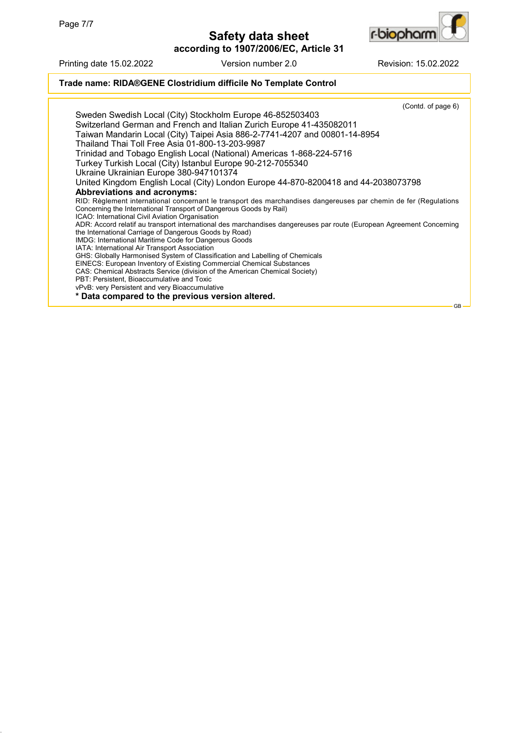**Trade name: RIDA®GENE Clostridium difficile No Template Control**

(Contd. of page 6)

Sweden Swedish Local (City) Stockholm Europe 46-852503403
Switzerland German and French and Italian Zurich Europe 41-435082011
Taiwan Mandarin Local (City) Taipei Asia 886-2-7741-4207 and 00801-14-8954
Thailand Thai Toll Free Asia 01-800-13-203-9987
Trinidad and Tobago English Local (National) Americas 1-868-224-5716
Turkey Turkish Local (City) Istanbul Europe 90-212-7055340
Ukraine Ukrainian Europe 380-947101374
United Kingdom English Local (City) London Europe 44-870-8200418 and 44-2038073798

**Abbreviations and acronyms:**

RID: Règlement international concernant le transport des marchandises dangereuses par chemin de fer (Regulations Concerning the International Transport of Dangerous Goods by Rail)
ICAO: International Civil Aviation Organisation
ADR: Accord relatif au transport international des marchandises dangereuses par route (European Agreement Concerning the International Carriage of Dangerous Goods by Road)
IMDG: International Maritime Code for Dangerous Goods
IATA: International Air Transport Association
GHS: Globally Harmonised System of Classification and Labelling of Chemicals
EINECS: European Inventory of Existing Commercial Chemical Substances
CAS: Chemical Abstracts Service (division of the American Chemical Society)
PBT: Persistent, Bioaccumulative and Toxic
vPvB: very Persistent and very Bioaccumulative

**\* Data compared to the previous version altered.**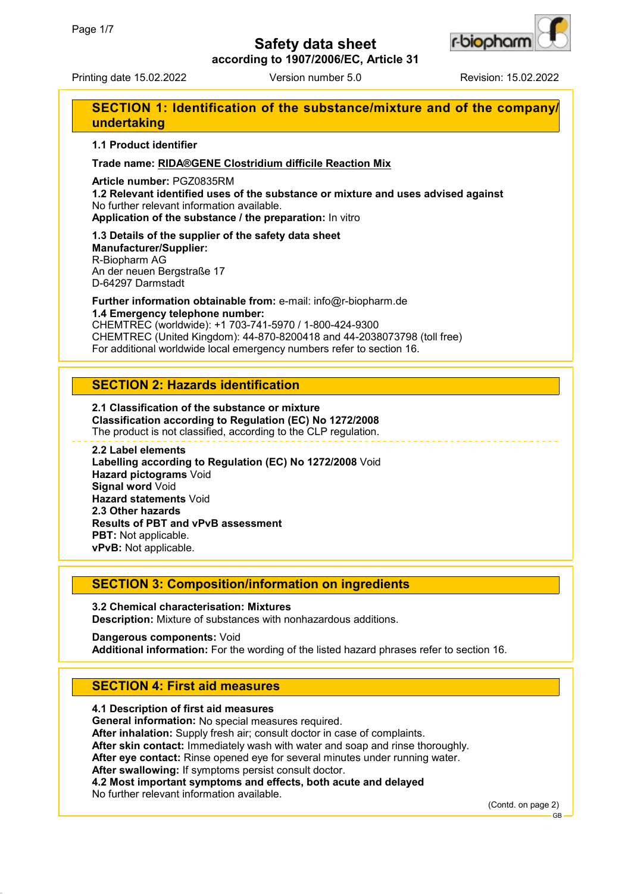# Safety data sheet

**according to 1907/2006/EC, Article 31**

Printing date 15.02.2022 Version number 5.0 Revision: 15.02.2022

## SECTION 1: Identification of the substance/mixture and of the company/undertaking

**1.1 Product identifier**

**Trade name: RIDA®GENE Clostridium difficile Reaction Mix**

**Article number:** PGZ0835RM

**1.2 Relevant identified uses of the substance or mixture and uses advised against**
No further relevant information available.
**Application of the substance / the preparation:** In vitro

**1.3 Details of the supplier of the safety data sheet**
**Manufacturer/Supplier:**
R-Biopharm AG
An der neuen Bergstraße 17
D-64297 Darmstadt

**Further information obtainable from:** e-mail: info@r-biopharm.de
**1.4 Emergency telephone number:**
CHEMTREC (worldwide): +1 703-741-5970 / 1-800-424-9300
CHEMTREC (United Kingdom): 44-870-8200418 and 44-2038073798 (toll free)
For additional worldwide local emergency numbers refer to section 16.

## SECTION 2: Hazards identification

**2.1 Classification of the substance or mixture**
**Classification according to Regulation (EC) No 1272/2008**
The product is not classified, according to the CLP regulation.

**2.2 Label elements**
**Labelling according to Regulation (EC) No 1272/2008** Void
**Hazard pictograms** Void
**Signal word** Void
**Hazard statements** Void
**2.3 Other hazards**
**Results of PBT and vPvB assessment**
**PBT:** Not applicable.
**vPvB:** Not applicable.

## SECTION 3: Composition/information on ingredients

**3.2 Chemical characterisation: Mixtures**
**Description:** Mixture of substances with nonhazardous additions.

**Dangerous components:** Void
**Additional information:** For the wording of the listed hazard phrases refer to section 16.

## SECTION 4: First aid measures

**4.1 Description of first aid measures**
**General information:** No special measures required.
**After inhalation:** Supply fresh air; consult doctor in case of complaints.
**After skin contact:** Immediately wash with water and soap and rinse thoroughly.
**After eye contact:** Rinse opened eye for several minutes under running water.
**After swallowing:** If symptoms persist consult doctor.
**4.2 Most important symptoms and effects, both acute and delayed**
No further relevant information available.

(Contd. on page 2)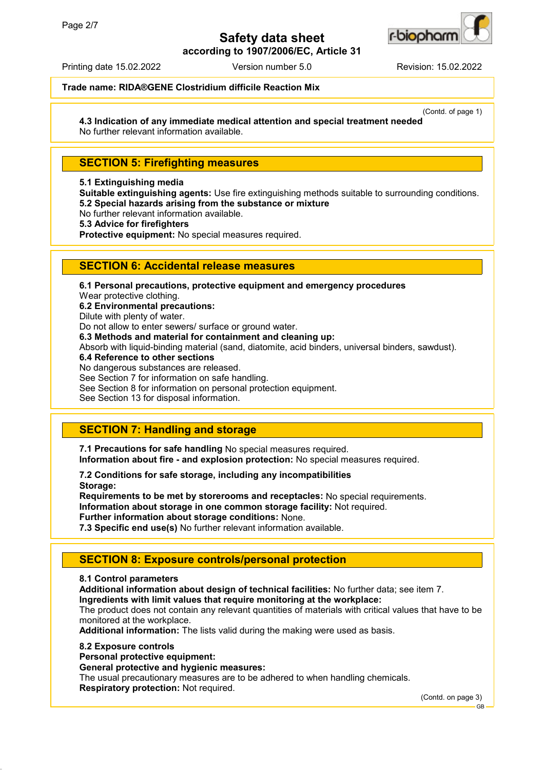**Trade name: RIDA®GENE Clostridium difficile Reaction Mix**

(Contd. of page 1)

**4.3 Indication of any immediate medical attention and special treatment needed**
No further relevant information available.

## SECTION 5: Firefighting measures

**5.1 Extinguishing media**
**Suitable extinguishing agents:** Use fire extinguishing methods suitable to surrounding conditions.
**5.2 Special hazards arising from the substance or mixture**
No further relevant information available.
**5.3 Advice for firefighters**
**Protective equipment:** No special measures required.

## SECTION 6: Accidental release measures

**6.1 Personal precautions, protective equipment and emergency procedures**
Wear protective clothing.
**6.2 Environmental precautions:**
Dilute with plenty of water.
Do not allow to enter sewers/ surface or ground water.
**6.3 Methods and material for containment and cleaning up:**
Absorb with liquid-binding material (sand, diatomite, acid binders, universal binders, sawdust).
**6.4 Reference to other sections**
No dangerous substances are released.
See Section 7 for information on safe handling.
See Section 8 for information on personal protection equipment.
See Section 13 for disposal information.

## SECTION 7: Handling and storage

**7.1 Precautions for safe handling** No special measures required.
**Information about fire - and explosion protection:** No special measures required.

**7.2 Conditions for safe storage, including any incompatibilities**
**Storage:**
**Requirements to be met by storerooms and receptacles:** No special requirements.
**Information about storage in one common storage facility:** Not required.
**Further information about storage conditions:** None.
**7.3 Specific end use(s)** No further relevant information available.

## SECTION 8: Exposure controls/personal protection

**8.1 Control parameters**
**Additional information about design of technical facilities:** No further data; see item 7.
**Ingredients with limit values that require monitoring at the workplace:**
The product does not contain any relevant quantities of materials with critical values that have to be monitored at the workplace.
**Additional information:** The lists valid during the making were used as basis.

**8.2 Exposure controls**
**Personal protective equipment:**
**General protective and hygienic measures:**
The usual precautionary measures are to be adhered to when handling chemicals.
**Respiratory protection:** Not required.

(Contd. on page 3)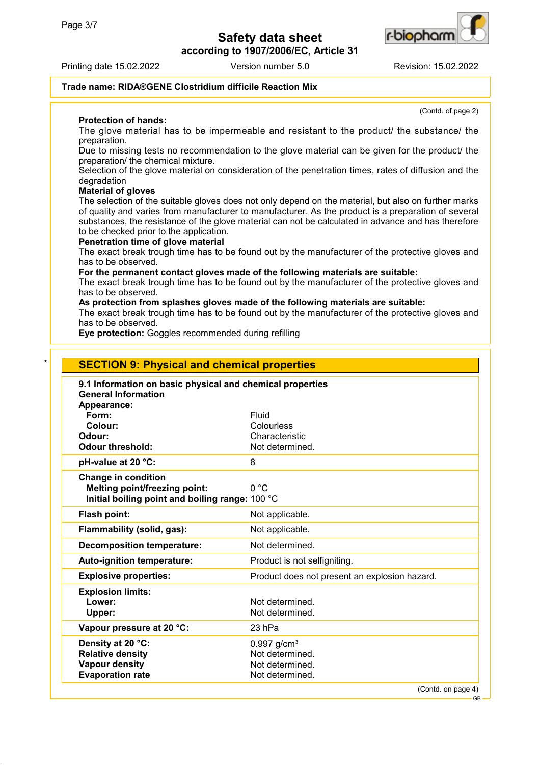Trade name: **RIDA®GENE Clostridium difficile Reaction Mix**

(Contd. of page 2)

**Protection of hands:**

The glove material has to be impermeable and resistant to the product/ the substance/ the preparation.

Due to missing tests no recommendation to the glove material can be given for the product/ the preparation/ the chemical mixture.

Selection of the glove material on consideration of the penetration times, rates of diffusion and the degradation

**Material of gloves**

The selection of the suitable gloves does not only depend on the material, but also on further marks of quality and varies from manufacturer to manufacturer. As the product is a preparation of several substances, the resistance of the glove material can not be calculated in advance and has therefore to be checked prior to the application.

**Penetration time of glove material**

The exact break trough time has to be found out by the manufacturer of the protective gloves and has to be observed.

**For the permanent contact gloves made of the following materials are suitable:**

The exact break trough time has to be found out by the manufacturer of the protective gloves and has to be observed.

**As protection from splashes gloves made of the following materials are suitable:**

The exact break trough time has to be found out by the manufacturer of the protective gloves and has to be observed.

**Eye protection:** Goggles recommended during refilling

## SECTION 9: Physical and chemical properties

**9.1 Information on basic physical and chemical properties**

**General Information**

| | |
|---|---|
| **Appearance:** | |
| **Form:** | Fluid |
| **Colour:** | Colourless |
| **Odour:** | Characteristic |
| **Odour threshold:** | Not determined. |
| **pH-value at 20 °C:** | 8 |
| **Change in condition** | |
| **Melting point/freezing point:** | 0 °C |
| **Initial boiling point and boiling range:** | 100 °C |
| **Flash point:** | Not applicable. |
| **Flammability (solid, gas):** | Not applicable. |
| **Decomposition temperature:** | Not determined. |
| **Auto-ignition temperature:** | Product is not selfigniting. |
| **Explosive properties:** | Product does not present an explosion hazard. |
| **Explosion limits:** | |
| **Lower:** | Not determined. |
| **Upper:** | Not determined. |
| **Vapour pressure at 20 °C:** | 23 hPa |
| **Density at 20 °C:** | 0.997 g/cm³ |
| **Relative density** | Not determined. |
| **Vapour density** | Not determined. |
| **Evaporation rate** | Not determined. |

(Contd. on page 4)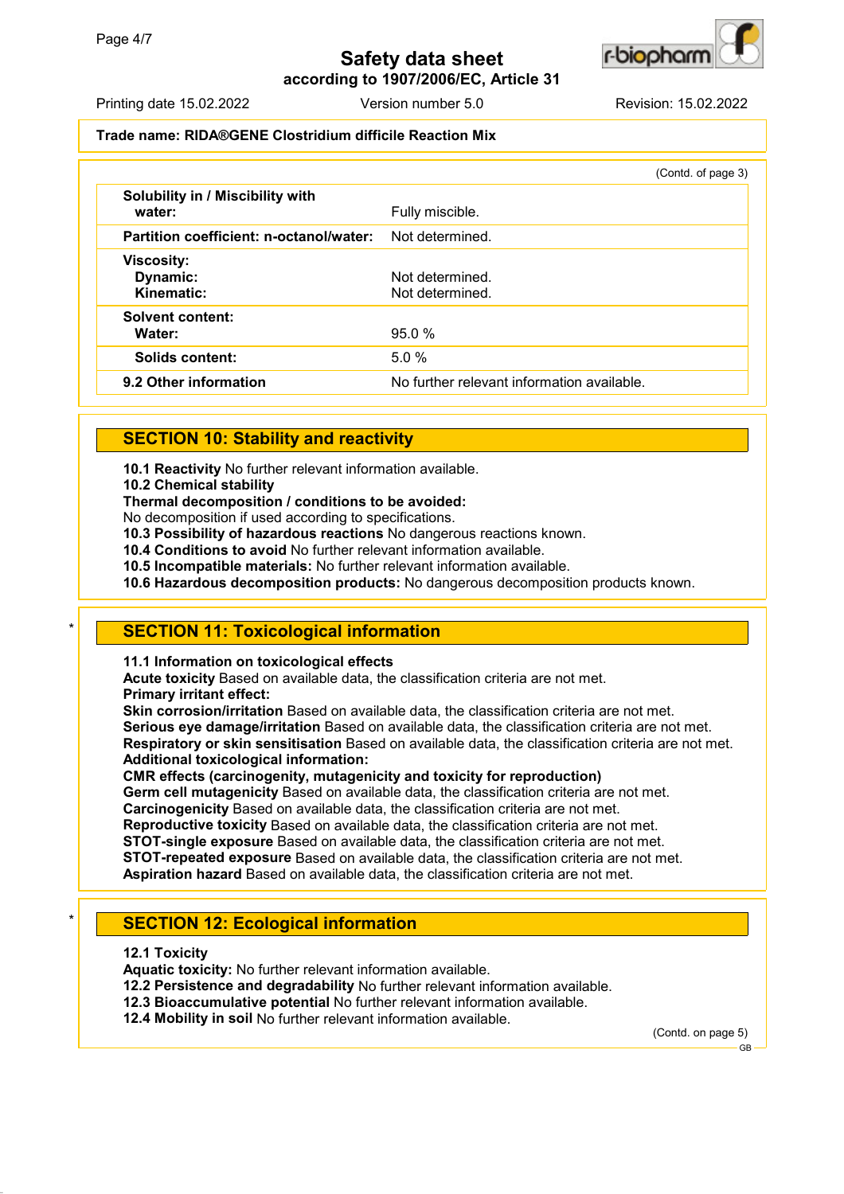Trade name: **RIDA®GENE Clostridium difficile Reaction Mix**

(Contd. of page 3)

| | |
|---|---|
| **Solubility in / Miscibility with water:** | Fully miscible. |
| **Partition coefficient: n-octanol/water:** | Not determined. |
| **Viscosity:** | |
| **Dynamic:** | Not determined. |
| **Kinematic:** | Not determined. |
| **Solvent content:** | |
| **Water:** | 95.0 % |
| **Solids content:** | 5.0 % |
| **9.2 Other information** | No further relevant information available. |

## SECTION 10: Stability and reactivity

**10.1 Reactivity** No further relevant information available.
**10.2 Chemical stability**
**Thermal decomposition / conditions to be avoided:**
No decomposition if used according to specifications.
**10.3 Possibility of hazardous reactions** No dangerous reactions known.
**10.4 Conditions to avoid** No further relevant information available.
**10.5 Incompatible materials:** No further relevant information available.
**10.6 Hazardous decomposition products:** No dangerous decomposition products known.

## * SECTION 11: Toxicological information

**11.1 Information on toxicological effects**
**Acute toxicity** Based on available data, the classification criteria are not met.
**Primary irritant effect:**
**Skin corrosion/irritation** Based on available data, the classification criteria are not met.
**Serious eye damage/irritation** Based on available data, the classification criteria are not met.
**Respiratory or skin sensitisation** Based on available data, the classification criteria are not met.
**Additional toxicological information:**
**CMR effects (carcinogenity, mutagenicity and toxicity for reproduction)**
**Germ cell mutagenicity** Based on available data, the classification criteria are not met.
**Carcinogenicity** Based on available data, the classification criteria are not met.
**Reproductive toxicity** Based on available data, the classification criteria are not met.
**STOT-single exposure** Based on available data, the classification criteria are not met.
**STOT-repeated exposure** Based on available data, the classification criteria are not met.
**Aspiration hazard** Based on available data, the classification criteria are not met.

## * SECTION 12: Ecological information

**12.1 Toxicity**
**Aquatic toxicity:** No further relevant information available.
**12.2 Persistence and degradability** No further relevant information available.
**12.3 Bioaccumulative potential** No further relevant information available.
**12.4 Mobility in soil** No further relevant information available.

(Contd. on page 5)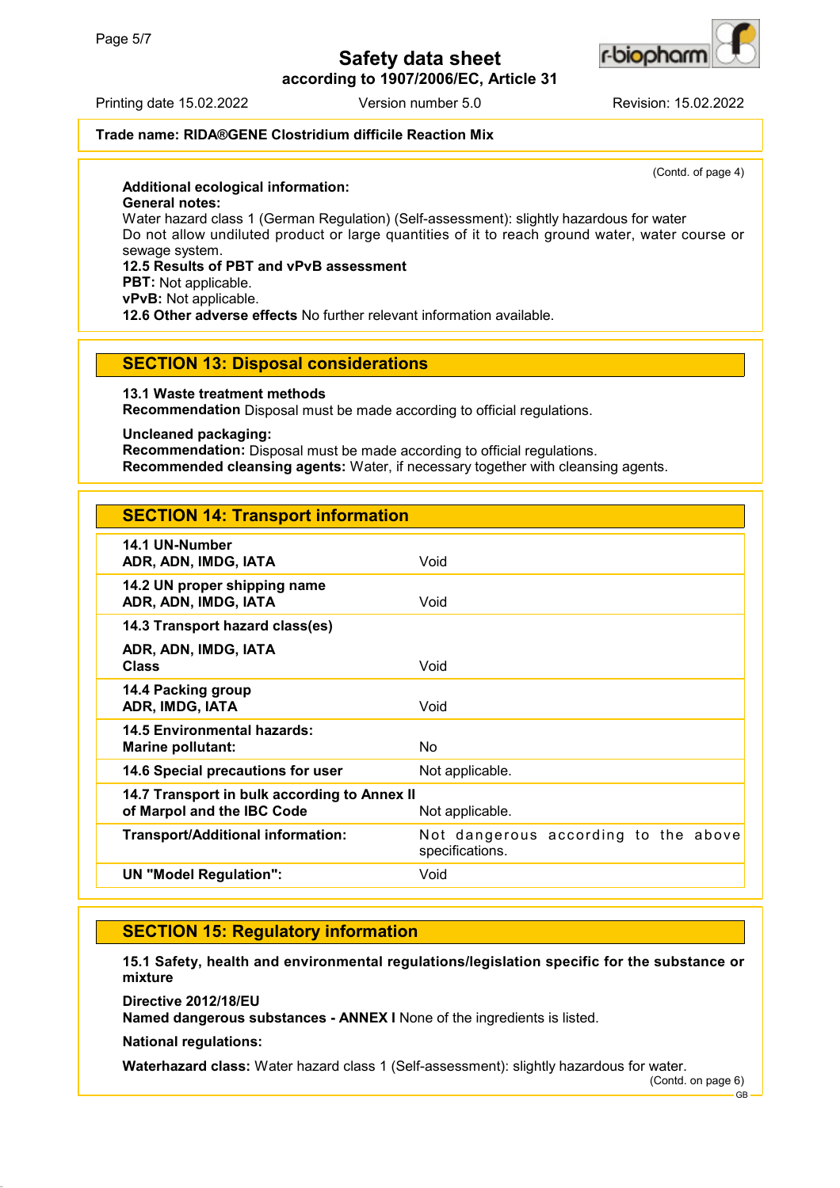Trade name: **RIDA®GENE Clostridium difficile Reaction Mix**

(Contd. of page 4)

**Additional ecological information:**
**General notes:**
Water hazard class 1 (German Regulation) (Self-assessment): slightly hazardous for water
Do not allow undiluted product or large quantities of it to reach ground water, water course or sewage system.
**12.5 Results of PBT and vPvB assessment**
**PBT:** Not applicable.
**vPvB:** Not applicable.
**12.6 Other adverse effects** No further relevant information available.

## SECTION 13: Disposal considerations

**13.1 Waste treatment methods**
**Recommendation** Disposal must be made according to official regulations.

**Uncleaned packaging:**
**Recommendation:** Disposal must be made according to official regulations.
**Recommended cleansing agents:** Water, if necessary together with cleansing agents.

## SECTION 14: Transport information

| | |
|---|---|
| **14.1 UN-Number**<br>**ADR, ADN, IMDG, IATA** | Void |
| **14.2 UN proper shipping name**<br>**ADR, ADN, IMDG, IATA** | Void |
| **14.3 Transport hazard class(es)**<br>**ADR, ADN, IMDG, IATA**<br>**Class** | Void |
| **14.4 Packing group**<br>**ADR, IMDG, IATA** | Void |
| **14.5 Environmental hazards:**<br>**Marine pollutant:** | No |
| **14.6 Special precautions for user** | Not applicable. |
| **14.7 Transport in bulk according to Annex II of Marpol and the IBC Code** | Not applicable. |
| **Transport/Additional information:** | Not dangerous according to the above specifications. |
| **UN "Model Regulation":** | Void |

## SECTION 15: Regulatory information

**15.1 Safety, health and environmental regulations/legislation specific for the substance or mixture**

**Directive 2012/18/EU**
**Named dangerous substances - ANNEX I** None of the ingredients is listed.

**National regulations:**

**Waterhazard class:** Water hazard class 1 (Self-assessment): slightly hazardous for water.

(Contd. on page 6)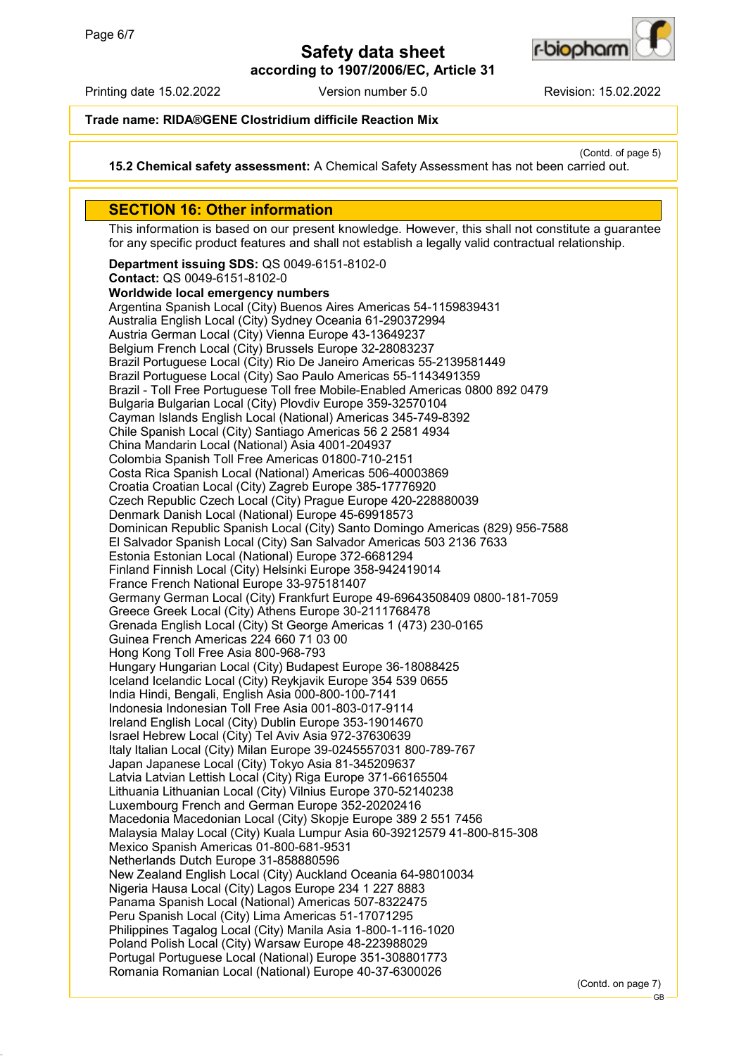**Trade name: RIDA®GENE Clostridium difficile Reaction Mix**

(Contd. of page 5)

**15.2 Chemical safety assessment:** A Chemical Safety Assessment has not been carried out.

## SECTION 16: Other information

This information is based on our present knowledge. However, this shall not constitute a guarantee for any specific product features and shall not establish a legally valid contractual relationship.

**Department issuing SDS:** QS 0049-6151-8102-0
**Contact:** QS 0049-6151-8102-0
**Worldwide local emergency numbers**
Argentina Spanish Local (City) Buenos Aires Americas 54-1159839431
Australia English Local (City) Sydney Oceania 61-290372994
Austria German Local (City) Vienna Europe 43-13649237
Belgium French Local (City) Brussels Europe 32-28083237
Brazil Portuguese Local (City) Rio De Janeiro Americas 55-2139581449
Brazil Portuguese Local (City) Sao Paulo Americas 55-1143491359
Brazil - Toll Free Portuguese Toll free Mobile-Enabled Americas 0800 892 0479
Bulgaria Bulgarian Local (City) Plovdiv Europe 359-32570104
Cayman Islands English Local (National) Americas 345-749-8392
Chile Spanish Local (City) Santiago Americas 56 2 2581 4934
China Mandarin Local (National) Asia 4001-204937
Colombia Spanish Toll Free Americas 01800-710-2151
Costa Rica Spanish Local (National) Americas 506-40003869
Croatia Croatian Local (City) Zagreb Europe 385-17776920
Czech Republic Czech Local (City) Prague Europe 420-228880039
Denmark Danish Local (National) Europe 45-69918573
Dominican Republic Spanish Local (City) Santo Domingo Americas (829) 956-7588
El Salvador Spanish Local (City) San Salvador Americas 503 2136 7633
Estonia Estonian Local (National) Europe 372-6681294
Finland Finnish Local (City) Helsinki Europe 358-942419014
France French National Europe 33-975181407
Germany German Local (City) Frankfurt Europe 49-69643508409 0800-181-7059
Greece Greek Local (City) Athens Europe 30-2111768478
Grenada English Local (City) St George Americas 1 (473) 230-0165
Guinea French Americas 224 660 71 03 00
Hong Kong Toll Free Asia 800-968-793
Hungary Hungarian Local (City) Budapest Europe 36-18088425
Iceland Icelandic Local (City) Reykjavik Europe 354 539 0655
India Hindi, Bengali, English Asia 000-800-100-7141
Indonesia Indonesian Toll Free Asia 001-803-017-9114
Ireland English Local (City) Dublin Europe 353-19014670
Israel Hebrew Local (City) Tel Aviv Asia 972-37630639
Italy Italian Local (City) Milan Europe 39-0245557031 800-789-767
Japan Japanese Local (City) Tokyo Asia 81-345209637
Latvia Latvian Lettish Local (City) Riga Europe 371-66165504
Lithuania Lithuanian Local (City) Vilnius Europe 370-52140238
Luxembourg French and German Europe 352-20202416
Macedonia Macedonian Local (City) Skopje Europe 389 2 551 7456
Malaysia Malay Local (City) Kuala Lumpur Asia 60-39212579 41-800-815-308
Mexico Spanish Americas 01-800-681-9531
Netherlands Dutch Europe 31-858880596
New Zealand English Local (City) Auckland Oceania 64-98010034
Nigeria Hausa Local (City) Lagos Europe 234 1 227 8883
Panama Spanish Local (National) Americas 507-8322475
Peru Spanish Local (City) Lima Americas 51-17071295
Philippines Tagalog Local (City) Manila Asia 1-800-1-116-1020
Poland Polish Local (City) Warsaw Europe 48-223988029
Portugal Portuguese Local (National) Europe 351-308801773
Romania Romanian Local (National) Europe 40-37-6300026

(Contd. on page 7)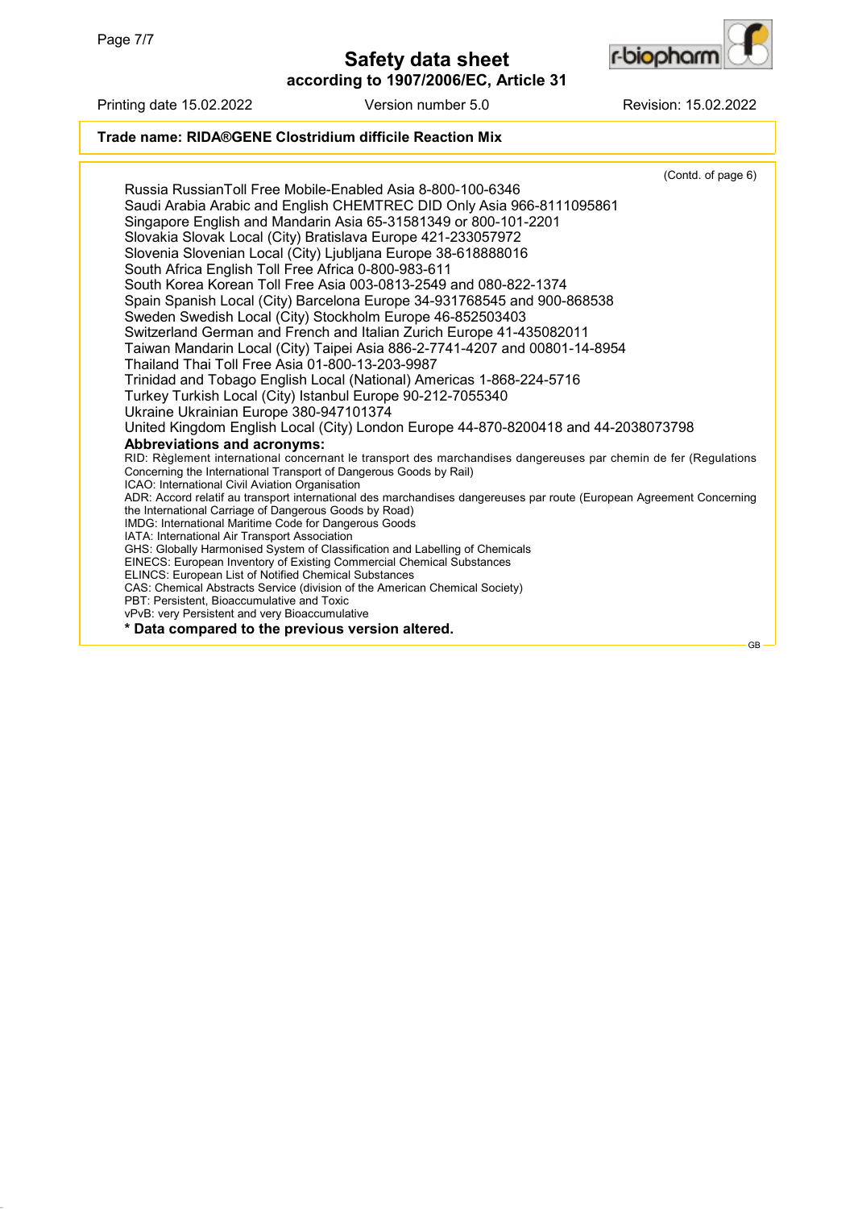**Trade name: RIDA®GENE Clostridium difficile Reaction Mix**

(Contd. of page 6)

Russia RussianToll Free Mobile-Enabled Asia 8-800-100-6346
Saudi Arabia Arabic and English CHEMTREC DID Only Asia 966-8111095861
Singapore English and Mandarin Asia 65-31581349 or 800-101-2201
Slovakia Slovak Local (City) Bratislava Europe 421-233057972
Slovenia Slovenian Local (City) Ljubljana Europe 38-618888016
South Africa English Toll Free Africa 0-800-983-611
South Korea Korean Toll Free Asia 003-0813-2549 and 080-822-1374
Spain Spanish Local (City) Barcelona Europe 34-931768545 and 900-868538
Sweden Swedish Local (City) Stockholm Europe 46-852503403
Switzerland German and French and Italian Zurich Europe 41-435082011
Taiwan Mandarin Local (City) Taipei Asia 886-2-7741-4207 and 00801-14-8954
Thailand Thai Toll Free Asia 01-800-13-203-9987
Trinidad and Tobago English Local (National) Americas 1-868-224-5716
Turkey Turkish Local (City) Istanbul Europe 90-212-7055340
Ukraine Ukrainian Europe 380-947101374
United Kingdom English Local (City) London Europe 44-870-8200418 and 44-2038073798

**Abbreviations and acronyms:**
RID: Règlement international concernant le transport des marchandises dangereuses par chemin de fer (Regulations Concerning the International Transport of Dangerous Goods by Rail)
ICAO: International Civil Aviation Organisation
ADR: Accord relatif au transport international des marchandises dangereuses par route (European Agreement Concerning the International Carriage of Dangerous Goods by Road)
IMDG: International Maritime Code for Dangerous Goods
IATA: International Air Transport Association
GHS: Globally Harmonised System of Classification and Labelling of Chemicals
EINECS: European Inventory of Existing Commercial Chemical Substances
ELINCS: European List of Notified Chemical Substances
CAS: Chemical Abstracts Service (division of the American Chemical Society)
PBT: Persistent, Bioaccumulative and Toxic
vPvB: very Persistent and very Bioaccumulative

**\* Data compared to the previous version altered.**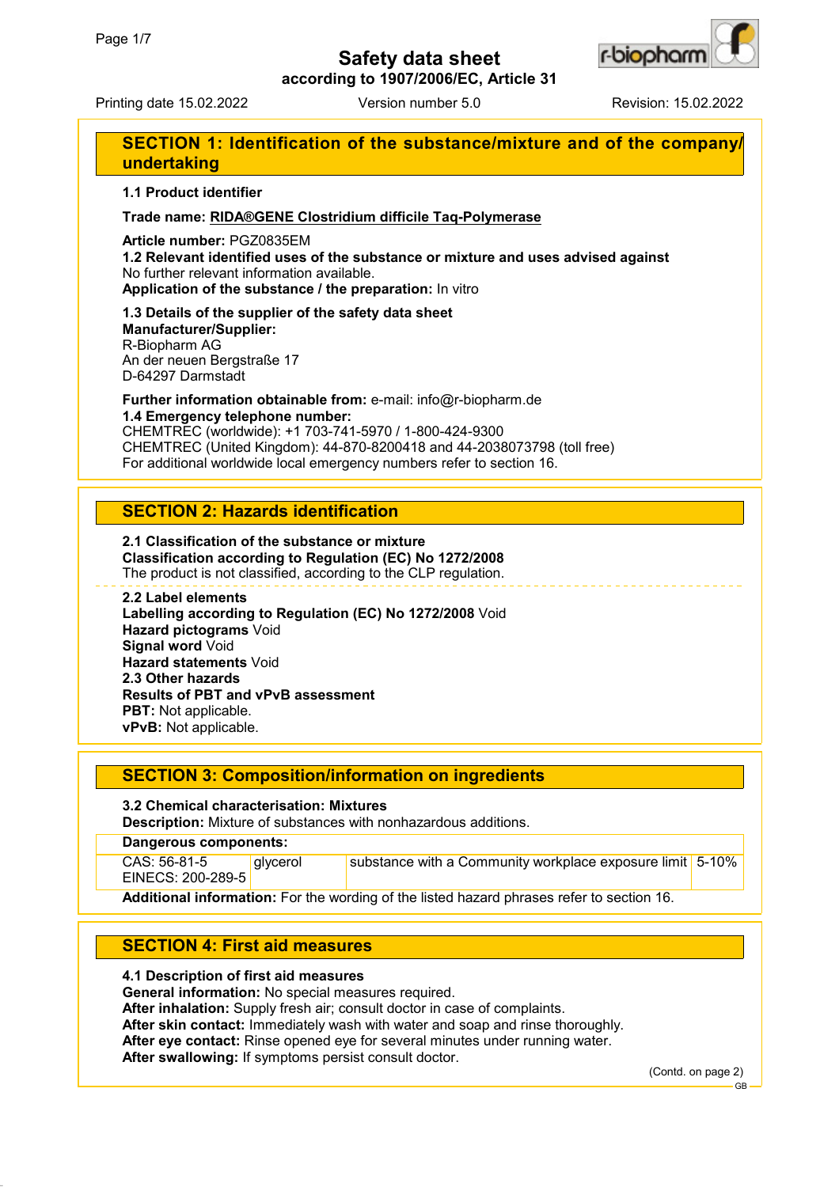# Safety data sheet

**according to 1907/2006/EC, Article 31**

Printing date 15.02.2022 Version number 5.0 Revision: 15.02.2022

## SECTION 1: Identification of the substance/mixture and of the company/undertaking

**1.1 Product identifier**

**Trade name: RIDA®GENE Clostridium difficile Taq-Polymerase**

**Article number:** PGZ0835EM

**1.2 Relevant identified uses of the substance or mixture and uses advised against**
No further relevant information available.
**Application of the substance / the preparation:** In vitro

**1.3 Details of the supplier of the safety data sheet**
**Manufacturer/Supplier:**
R-Biopharm AG
An der neuen Bergstraße 17
D-64297 Darmstadt

**Further information obtainable from:** e-mail: info@r-biopharm.de
**1.4 Emergency telephone number:**
CHEMTREC (worldwide): +1 703-741-5970 / 1-800-424-9300
CHEMTREC (United Kingdom): 44-870-8200418 and 44-2038073798 (toll free)
For additional worldwide local emergency numbers refer to section 16.

## SECTION 2: Hazards identification

**2.1 Classification of the substance or mixture**
**Classification according to Regulation (EC) No 1272/2008**
The product is not classified, according to the CLP regulation.

**2.2 Label elements**
**Labelling according to Regulation (EC) No 1272/2008** Void
**Hazard pictograms** Void
**Signal word** Void
**Hazard statements** Void
**2.3 Other hazards**
**Results of PBT and vPvB assessment**
**PBT:** Not applicable.
**vPvB:** Not applicable.

## SECTION 3: Composition/information on ingredients

**3.2 Chemical characterisation: Mixtures**
**Description:** Mixture of substances with nonhazardous additions.

| **Dangerous components:** | | | |
|---|---|---|---|
| CAS: 56-81-5<br>EINECS: 200-289-5 | glycerol | substance with a Community workplace exposure limit | 5-10% |

**Additional information:** For the wording of the listed hazard phrases refer to section 16.

## SECTION 4: First aid measures

**4.1 Description of first aid measures**
**General information:** No special measures required.
**After inhalation:** Supply fresh air; consult doctor in case of complaints.
**After skin contact:** Immediately wash with water and soap and rinse thoroughly.
**After eye contact:** Rinse opened eye for several minutes under running water.
**After swallowing:** If symptoms persist consult doctor.

(Contd. on page 2)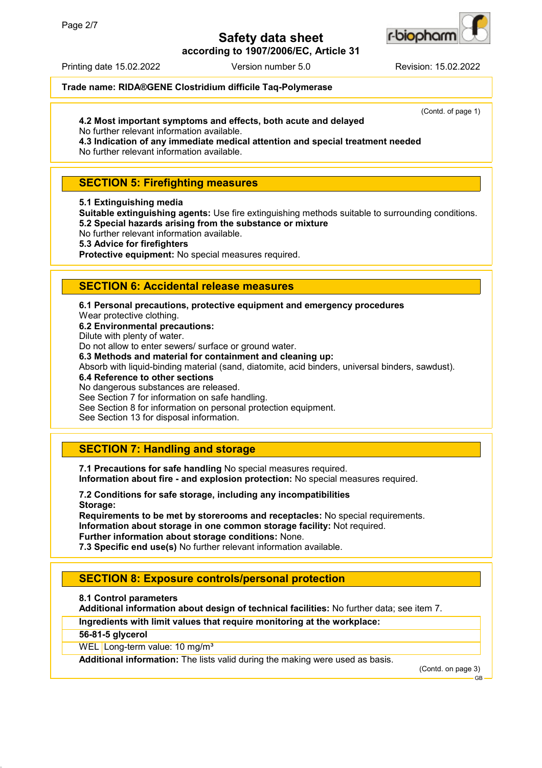**Trade name: RIDA®GENE Clostridium difficile Taq-Polymerase**

(Contd. of page 1)

**4.2 Most important symptoms and effects, both acute and delayed**
No further relevant information available.
**4.3 Indication of any immediate medical attention and special treatment needed**
No further relevant information available.

## SECTION 5: Firefighting measures

**5.1 Extinguishing media**
**Suitable extinguishing agents:** Use fire extinguishing methods suitable to surrounding conditions.
**5.2 Special hazards arising from the substance or mixture**
No further relevant information available.
**5.3 Advice for firefighters**
**Protective equipment:** No special measures required.

## SECTION 6: Accidental release measures

**6.1 Personal precautions, protective equipment and emergency procedures**
Wear protective clothing.
**6.2 Environmental precautions:**
Dilute with plenty of water.
Do not allow to enter sewers/ surface or ground water.
**6.3 Methods and material for containment and cleaning up:**
Absorb with liquid-binding material (sand, diatomite, acid binders, universal binders, sawdust).
**6.4 Reference to other sections**
No dangerous substances are released.
See Section 7 for information on safe handling.
See Section 8 for information on personal protection equipment.
See Section 13 for disposal information.

## SECTION 7: Handling and storage

**7.1 Precautions for safe handling** No special measures required.
**Information about fire - and explosion protection:** No special measures required.

**7.2 Conditions for safe storage, including any incompatibilities**
**Storage:**
**Requirements to be met by storerooms and receptacles:** No special requirements.
**Information about storage in one common storage facility:** Not required.
**Further information about storage conditions:** None.
**7.3 Specific end use(s)** No further relevant information available.

## SECTION 8: Exposure controls/personal protection

**8.1 Control parameters**
**Additional information about design of technical facilities:** No further data; see item 7.

| **Ingredients with limit values that require monitoring at the workplace:** | |
|---|---|
| **56-81-5 glycerol** | |
| WEL | Long-term value: 10 mg/m³ |

**Additional information:** The lists valid during the making were used as basis.

(Contd. on page 3)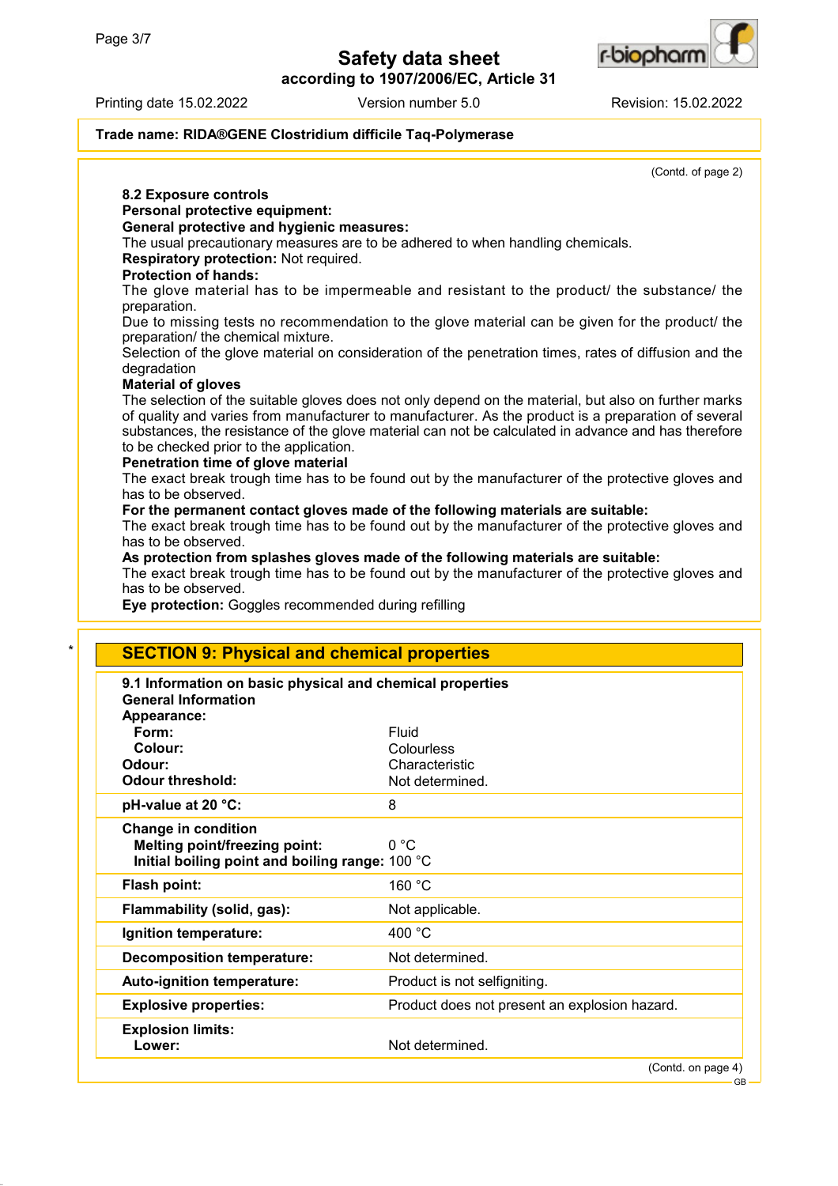Trade name: RIDA®GENE Clostridium difficile Taq-Polymerase

(Contd. of page 2)

**8.2 Exposure controls**
**Personal protective equipment:**
**General protective and hygienic measures:**
The usual precautionary measures are to be adhered to when handling chemicals.
**Respiratory protection:** Not required.
**Protection of hands:**
The glove material has to be impermeable and resistant to the product/ the substance/ the preparation.
Due to missing tests no recommendation to the glove material can be given for the product/ the preparation/ the chemical mixture.
Selection of the glove material on consideration of the penetration times, rates of diffusion and the degradation
**Material of gloves**
The selection of the suitable gloves does not only depend on the material, but also on further marks of quality and varies from manufacturer to manufacturer. As the product is a preparation of several substances, the resistance of the glove material can not be calculated in advance and has therefore to be checked prior to the application.
**Penetration time of glove material**
The exact break trough time has to be found out by the manufacturer of the protective gloves and has to be observed.
**For the permanent contact gloves made of the following materials are suitable:**
The exact break trough time has to be found out by the manufacturer of the protective gloves and has to be observed.
**As protection from splashes gloves made of the following materials are suitable:**
The exact break trough time has to be found out by the manufacturer of the protective gloves and has to be observed.
**Eye protection:** Goggles recommended during refilling

## SECTION 9: Physical and chemical properties

**9.1 Information on basic physical and chemical properties**
**General Information**

| | |
|---|---|
| **Appearance:** | |
| **Form:** | Fluid |
| **Colour:** | Colourless |
| **Odour:** | Characteristic |
| **Odour threshold:** | Not determined. |
| **pH-value at 20 °C:** | 8 |
| **Change in condition** | |
| **Melting point/freezing point:** | 0 °C |
| **Initial boiling point and boiling range:** | 100 °C |
| **Flash point:** | 160 °C |
| **Flammability (solid, gas):** | Not applicable. |
| **Ignition temperature:** | 400 °C |
| **Decomposition temperature:** | Not determined. |
| **Auto-ignition temperature:** | Product is not selfigniting. |
| **Explosive properties:** | Product does not present an explosion hazard. |
| **Explosion limits:** | |
| **Lower:** | Not determined. |

(Contd. on page 4)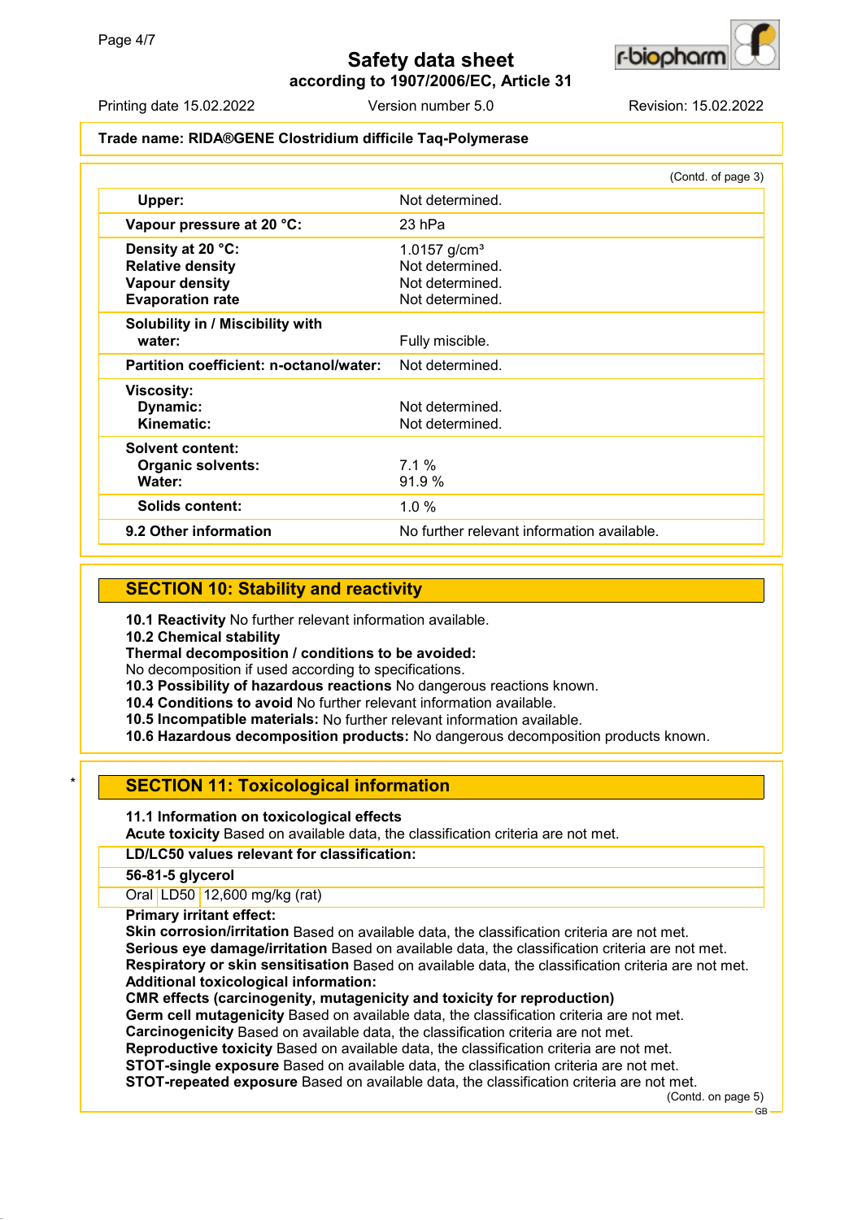**Trade name: RIDA®GENE Clostridium difficile Taq-Polymerase**

(Contd. of page 3)

| | |
|---|---|
| **Upper:** | Not determined. |
| **Vapour pressure at 20 °C:** | 23 hPa |
| **Density at 20 °C:**<br>**Relative density**<br>**Vapour density**<br>**Evaporation rate** | 1.0157 g/cm³<br>Not determined.<br>Not determined.<br>Not determined. |
| **Solubility in / Miscibility with water:** | Fully miscible. |
| **Partition coefficient: n-octanol/water:** | Not determined. |
| **Viscosity:**<br>**Dynamic:**<br>**Kinematic:** | <br>Not determined.<br>Not determined. |
| **Solvent content:**<br>**Organic solvents:**<br>**Water:** | <br>7.1 %<br>91.9 % |
| **Solids content:** | 1.0 % |
| **9.2 Other information** | No further relevant information available. |

## SECTION 10: Stability and reactivity

**10.1 Reactivity** No further relevant information available.
**10.2 Chemical stability**
**Thermal decomposition / conditions to be avoided:**
No decomposition if used according to specifications.
**10.3 Possibility of hazardous reactions** No dangerous reactions known.
**10.4 Conditions to avoid** No further relevant information available.
**10.5 Incompatible materials:** No further relevant information available.
**10.6 Hazardous decomposition products:** No dangerous decomposition products known.

\* 

## SECTION 11: Toxicological information

**11.1 Information on toxicological effects**
**Acute toxicity** Based on available data, the classification criteria are not met.

| **LD/LC50 values relevant for classification:** | | |
|---|---|---|
| **56-81-5 glycerol** | | |
| Oral | LD50 | 12,600 mg/kg (rat) |

**Primary irritant effect:**
**Skin corrosion/irritation** Based on available data, the classification criteria are not met.
**Serious eye damage/irritation** Based on available data, the classification criteria are not met.
**Respiratory or skin sensitisation** Based on available data, the classification criteria are not met.
**Additional toxicological information:**
**CMR effects (carcinogenity, mutagenicity and toxicity for reproduction)**
**Germ cell mutagenicity** Based on available data, the classification criteria are not met.
**Carcinogenicity** Based on available data, the classification criteria are not met.
**Reproductive toxicity** Based on available data, the classification criteria are not met.
**STOT-single exposure** Based on available data, the classification criteria are not met.
**STOT-repeated exposure** Based on available data, the classification criteria are not met.

(Contd. on page 5)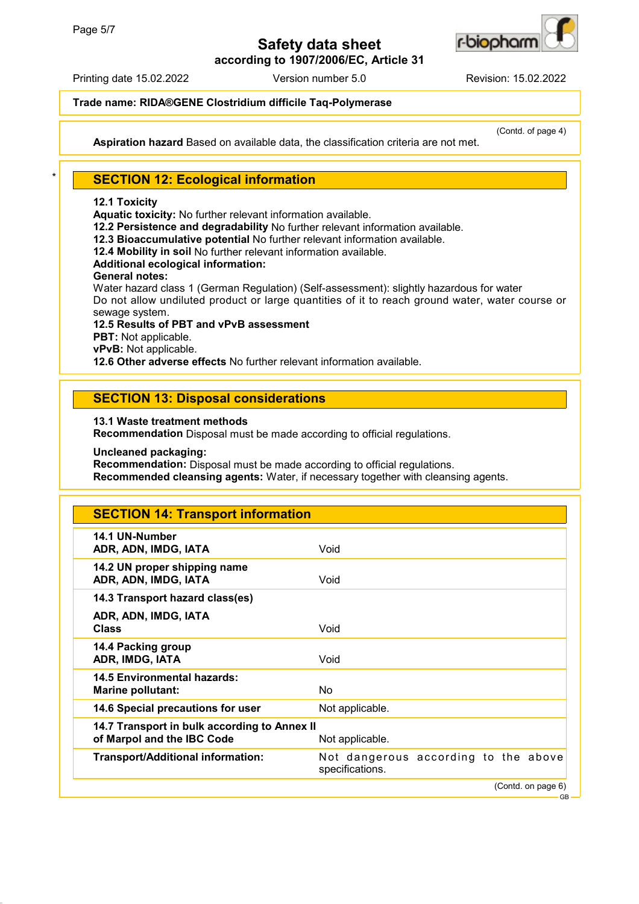Trade name: **RIDA®GENE Clostridium difficile Taq-Polymerase**

(Contd. of page 4)

**Aspiration hazard** Based on available data, the classification criteria are not met.

## SECTION 12: Ecological information

**12.1 Toxicity**
**Aquatic toxicity:** No further relevant information available.
**12.2 Persistence and degradability** No further relevant information available.
**12.3 Bioaccumulative potential** No further relevant information available.
**12.4 Mobility in soil** No further relevant information available.
**Additional ecological information:**
**General notes:**
Water hazard class 1 (German Regulation) (Self-assessment): slightly hazardous for water
Do not allow undiluted product or large quantities of it to reach ground water, water course or sewage system.
**12.5 Results of PBT and vPvB assessment**
**PBT:** Not applicable.
**vPvB:** Not applicable.
**12.6 Other adverse effects** No further relevant information available.

## SECTION 13: Disposal considerations

**13.1 Waste treatment methods**
**Recommendation** Disposal must be made according to official regulations.

**Uncleaned packaging:**
**Recommendation:** Disposal must be made according to official regulations.
**Recommended cleansing agents:** Water, if necessary together with cleansing agents.

## SECTION 14: Transport information

| | |
|---|---|
| **14.1 UN-Number**<br>**ADR, ADN, IMDG, IATA** | Void |
| **14.2 UN proper shipping name**<br>**ADR, ADN, IMDG, IATA** | Void |
| **14.3 Transport hazard class(es)**<br>**ADR, ADN, IMDG, IATA**<br>**Class** | Void |
| **14.4 Packing group**<br>**ADR, IMDG, IATA** | Void |
| **14.5 Environmental hazards:**<br>**Marine pollutant:** | No |
| **14.6 Special precautions for user** | Not applicable. |
| **14.7 Transport in bulk according to Annex II of Marpol and the IBC Code** | Not applicable. |
| **Transport/Additional information:** | Not dangerous according to the above specifications. |

(Contd. on page 6)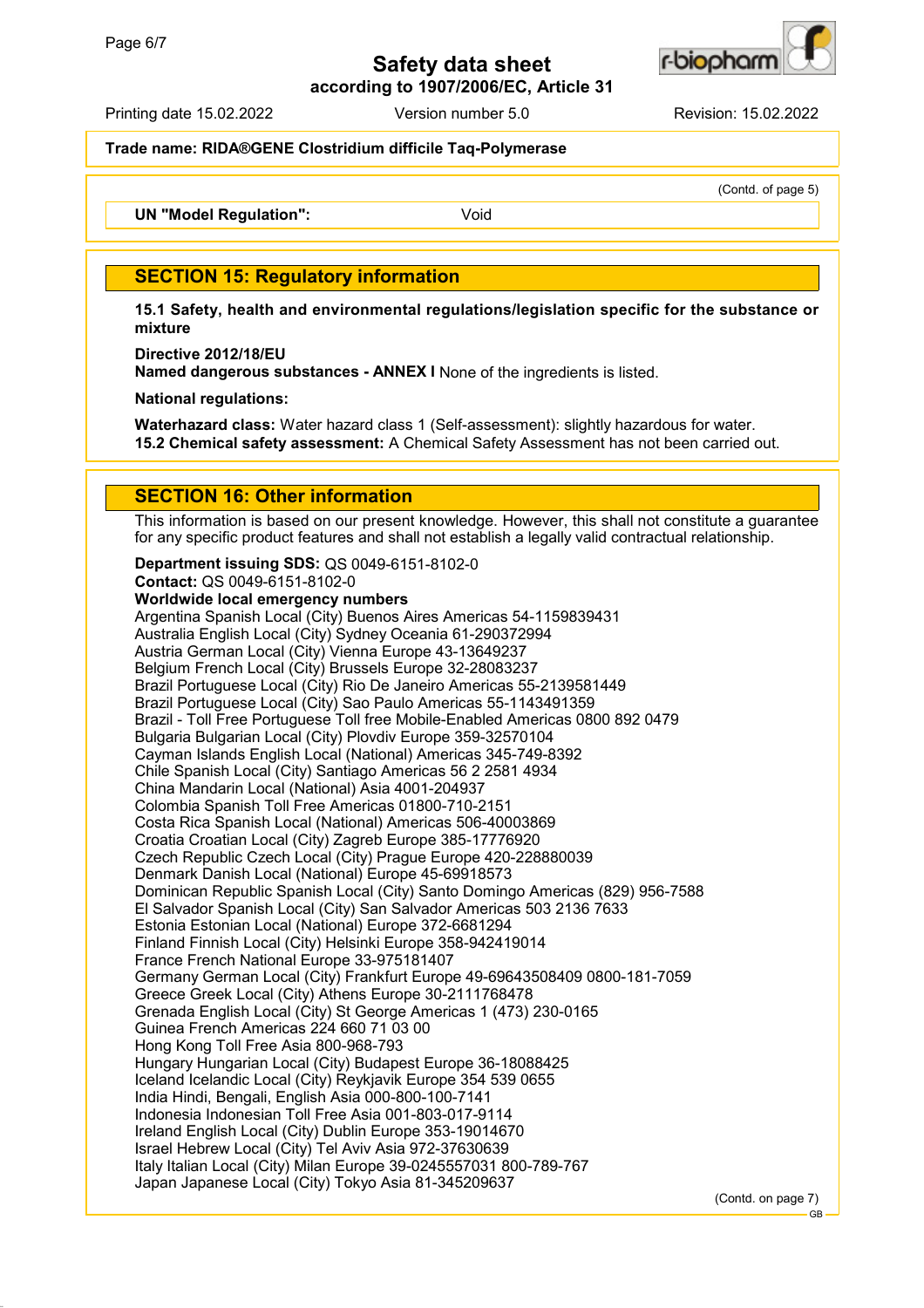**Trade name: RIDA®GENE Clostridium difficile Taq-Polymerase**

(Contd. of page 5)

| UN "Model Regulation": | Void |
|---|---|

## SECTION 15: Regulatory information

**15.1 Safety, health and environmental regulations/legislation specific for the substance or mixture**

**Directive 2012/18/EU**
**Named dangerous substances - ANNEX I** None of the ingredients is listed.

**National regulations:**

**Waterhazard class:** Water hazard class 1 (Self-assessment): slightly hazardous for water.
**15.2 Chemical safety assessment:** A Chemical Safety Assessment has not been carried out.

## SECTION 16: Other information

This information is based on our present knowledge. However, this shall not constitute a guarantee for any specific product features and shall not establish a legally valid contractual relationship.

**Department issuing SDS:** QS 0049-6151-8102-0
**Contact:** QS 0049-6151-8102-0
**Worldwide local emergency numbers**
Argentina Spanish Local (City) Buenos Aires Americas 54-1159839431
Australia English Local (City) Sydney Oceania 61-290372994
Austria German Local (City) Vienna Europe 43-13649237
Belgium French Local (City) Brussels Europe 32-28083237
Brazil Portuguese Local (City) Rio De Janeiro Americas 55-2139581449
Brazil Portuguese Local (City) Sao Paulo Americas 55-1143491359
Brazil - Toll Free Portuguese Toll free Mobile-Enabled Americas 0800 892 0479
Bulgaria Bulgarian Local (City) Plovdiv Europe 359-32570104
Cayman Islands English Local (National) Americas 345-749-8392
Chile Spanish Local (City) Santiago Americas 56 2 2581 4934
China Mandarin Local (National) Asia 4001-204937
Colombia Spanish Toll Free Americas 01800-710-2151
Costa Rica Spanish Local (National) Americas 506-40003869
Croatia Croatian Local (City) Zagreb Europe 385-17776920
Czech Republic Czech Local (City) Prague Europe 420-228880039
Denmark Danish Local (National) Europe 45-69918573
Dominican Republic Spanish Local (City) Santo Domingo Americas (829) 956-7588
El Salvador Spanish Local (City) San Salvador Americas 503 2136 7633
Estonia Estonian Local (National) Europe 372-6681294
Finland Finnish Local (City) Helsinki Europe 358-942419014
France French National Europe 33-975181407
Germany German Local (City) Frankfurt Europe 49-69643508409 0800-181-7059
Greece Greek Local (City) Athens Europe 30-2111768478
Grenada English Local (City) St George Americas 1 (473) 230-0165
Guinea French Americas 224 660 71 03 00
Hong Kong Toll Free Asia 800-968-793
Hungary Hungarian Local (City) Budapest Europe 36-18088425
Iceland Icelandic Local (City) Reykjavik Europe 354 539 0655
India Hindi, Bengali, English Asia 000-800-100-7141
Indonesia Indonesian Toll Free Asia 001-803-017-9114
Ireland English Local (City) Dublin Europe 353-19014670
Israel Hebrew Local (City) Tel Aviv Asia 972-37630639
Italy Italian Local (City) Milan Europe 39-0245557031 800-789-767
Japan Japanese Local (City) Tokyo Asia 81-345209637

(Contd. on page 7)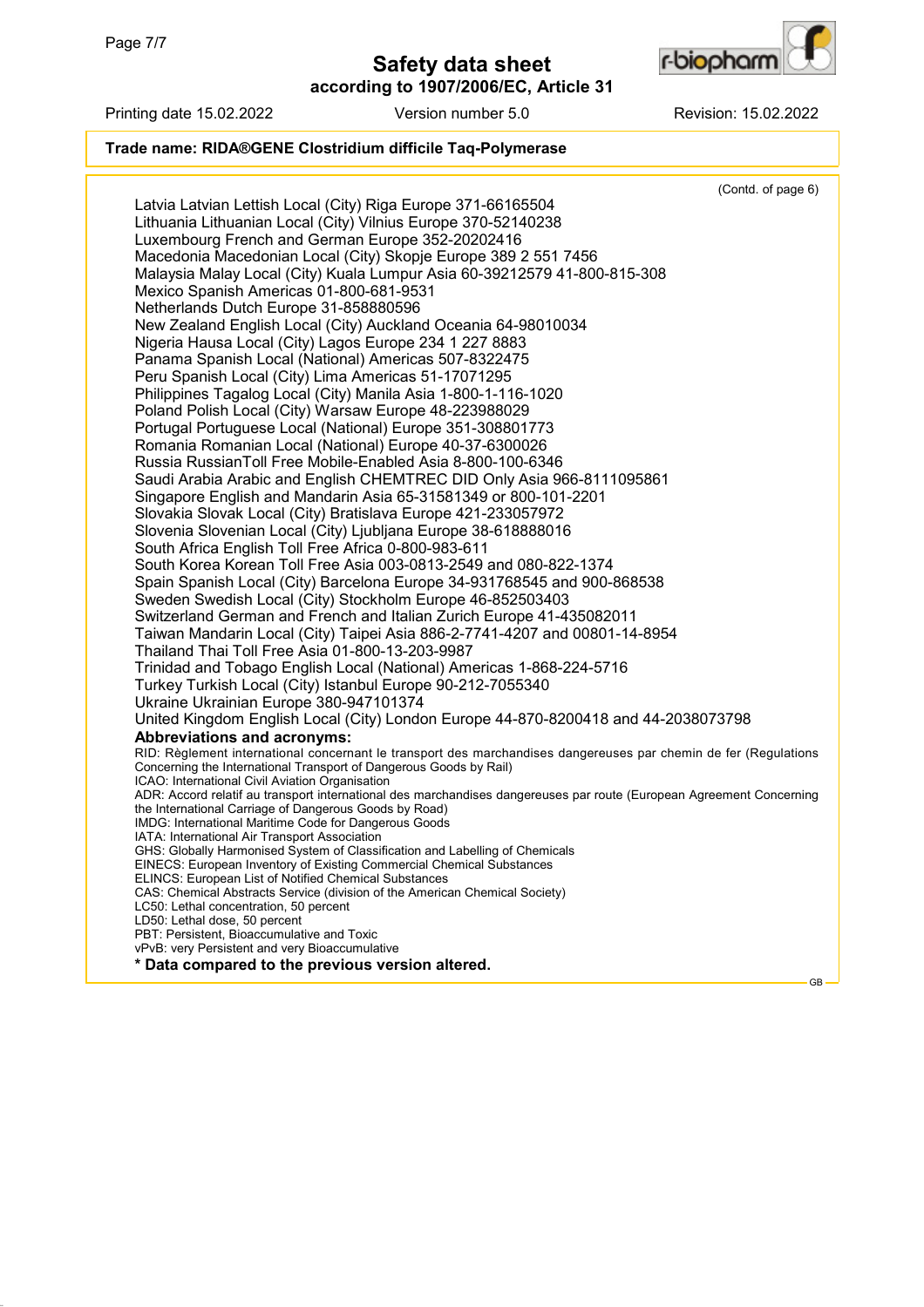**Trade name: RIDA®GENE Clostridium difficile Taq-Polymerase**

(Contd. of page 6)

Latvia Latvian Lettish Local (City) Riga Europe 371-66165504
Lithuania Lithuanian Local (City) Vilnius Europe 370-52140238
Luxembourg French and German Europe 352-20202416
Macedonia Macedonian Local (City) Skopje Europe 389 2 551 7456
Malaysia Malay Local (City) Kuala Lumpur Asia 60-39212579 41-800-815-308
Mexico Spanish Americas 01-800-681-9531
Netherlands Dutch Europe 31-858880596
New Zealand English Local (City) Auckland Oceania 64-98010034
Nigeria Hausa Local (City) Lagos Europe 234 1 227 8883
Panama Spanish Local (National) Americas 507-8322475
Peru Spanish Local (City) Lima Americas 51-17071295
Philippines Tagalog Local (City) Manila Asia 1-800-1-116-1020
Poland Polish Local (City) Warsaw Europe 48-223988029
Portugal Portuguese Local (National) Europe 351-308801773
Romania Romanian Local (National) Europe 40-37-6300026
Russia RussianToll Free Mobile-Enabled Asia 8-800-100-6346
Saudi Arabia Arabic and English CHEMTREC DID Only Asia 966-8111095861
Singapore English and Mandarin Asia 65-31581349 or 800-101-2201
Slovakia Slovak Local (City) Bratislava Europe 421-233057972
Slovenia Slovenian Local (City) Ljubljana Europe 38-618888016
South Africa English Toll Free Africa 0-800-983-611
South Korea Korean Toll Free Asia 003-0813-2549 and 080-822-1374
Spain Spanish Local (City) Barcelona Europe 34-931768545 and 900-868538
Sweden Swedish Local (City) Stockholm Europe 46-852503403
Switzerland German and French and Italian Zurich Europe 41-435082011
Taiwan Mandarin Local (City) Taipei Asia 886-2-7741-4207 and 00801-14-8954
Thailand Thai Toll Free Asia 01-800-13-203-9987
Trinidad and Tobago English Local (National) Americas 1-868-224-5716
Turkey Turkish Local (City) Istanbul Europe 90-212-7055340
Ukraine Ukrainian Europe 380-947101374
United Kingdom English Local (City) London Europe 44-870-8200418 and 44-2038073798

**Abbreviations and acronyms:**

RID: Règlement international concernant le transport des marchandises dangereuses par chemin de fer (Regulations Concerning the International Transport of Dangerous Goods by Rail)
ICAO: International Civil Aviation Organisation
ADR: Accord relatif au transport international des marchandises dangereuses par route (European Agreement Concerning the International Carriage of Dangerous Goods by Road)
IMDG: International Maritime Code for Dangerous Goods
IATA: International Air Transport Association
GHS: Globally Harmonised System of Classification and Labelling of Chemicals
EINECS: European Inventory of Existing Commercial Chemical Substances
ELINCS: European List of Notified Chemical Substances
CAS: Chemical Abstracts Service (division of the American Chemical Society)
LC50: Lethal concentration, 50 percent
LD50: Lethal dose, 50 percent
PBT: Persistent, Bioaccumulative and Toxic
vPvB: very Persistent and very Bioaccumulative

**\* Data compared to the previous version altered.**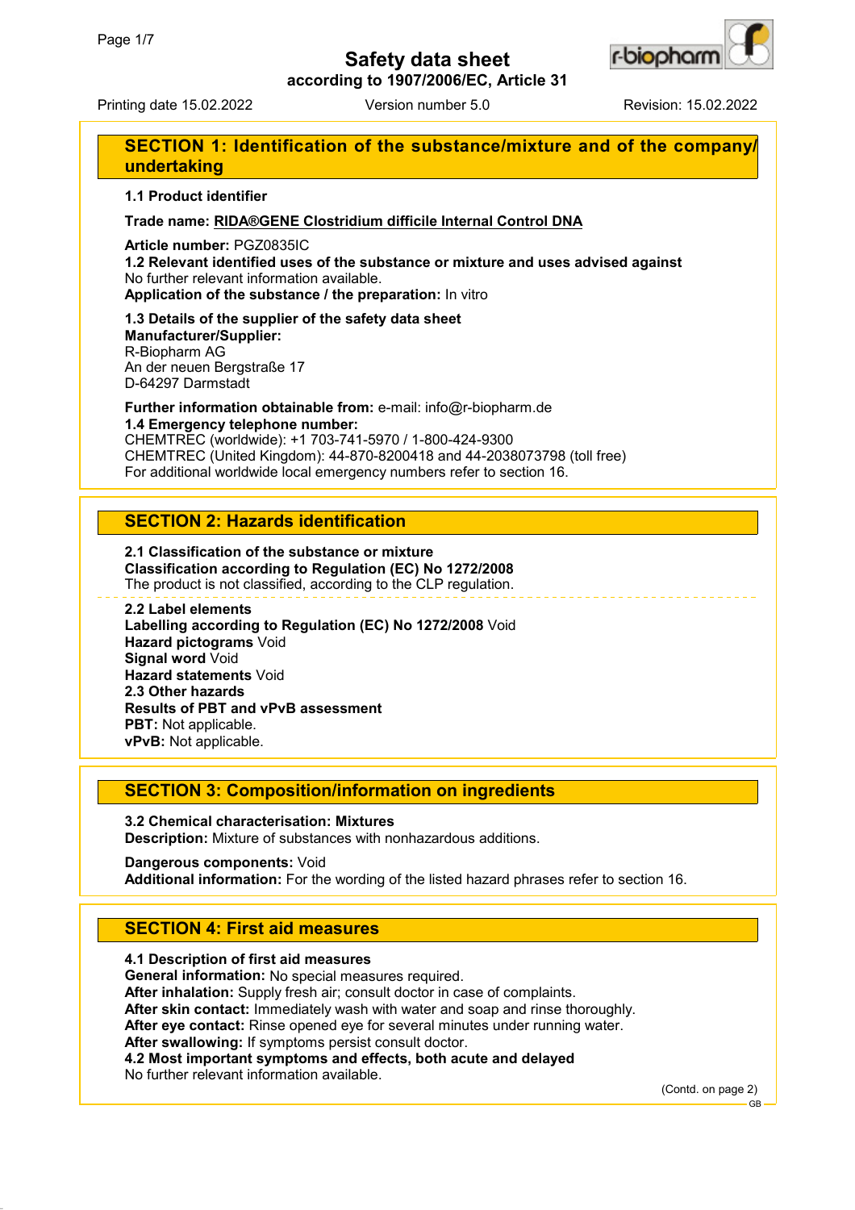# Safety data sheet

**according to 1907/2006/EC, Article 31**

Printing date 15.02.2022 | Version number 5.0 | Revision: 15.02.2022

## SECTION 1: Identification of the substance/mixture and of the company/undertaking

**1.1 Product identifier**

**Trade name: RIDA®GENE Clostridium difficile Internal Control DNA**

**Article number:** PGZ0835IC

**1.2 Relevant identified uses of the substance or mixture and uses advised against**
No further relevant information available.
**Application of the substance / the preparation:** In vitro

**1.3 Details of the supplier of the safety data sheet**
**Manufacturer/Supplier:**
R-Biopharm AG
An der neuen Bergstraße 17
D-64297 Darmstadt

**Further information obtainable from:** e-mail: info@r-biopharm.de
**1.4 Emergency telephone number:**
CHEMTREC (worldwide): +1 703-741-5970 / 1-800-424-9300
CHEMTREC (United Kingdom): 44-870-8200418 and 44-2038073798 (toll free)
For additional worldwide local emergency numbers refer to section 16.

## SECTION 2: Hazards identification

**2.1 Classification of the substance or mixture**
**Classification according to Regulation (EC) No 1272/2008**
The product is not classified, according to the CLP regulation.

**2.2 Label elements**
**Labelling according to Regulation (EC) No 1272/2008** Void
**Hazard pictograms** Void
**Signal word** Void
**Hazard statements** Void
**2.3 Other hazards**
**Results of PBT and vPvB assessment**
**PBT:** Not applicable.
**vPvB:** Not applicable.

## SECTION 3: Composition/information on ingredients

**3.2 Chemical characterisation: Mixtures**
**Description:** Mixture of substances with nonhazardous additions.

**Dangerous components:** Void
**Additional information:** For the wording of the listed hazard phrases refer to section 16.

## SECTION 4: First aid measures

**4.1 Description of first aid measures**
**General information:** No special measures required.
**After inhalation:** Supply fresh air; consult doctor in case of complaints.
**After skin contact:** Immediately wash with water and soap and rinse thoroughly.
**After eye contact:** Rinse opened eye for several minutes under running water.
**After swallowing:** If symptoms persist consult doctor.
**4.2 Most important symptoms and effects, both acute and delayed**
No further relevant information available.

(Contd. on page 2)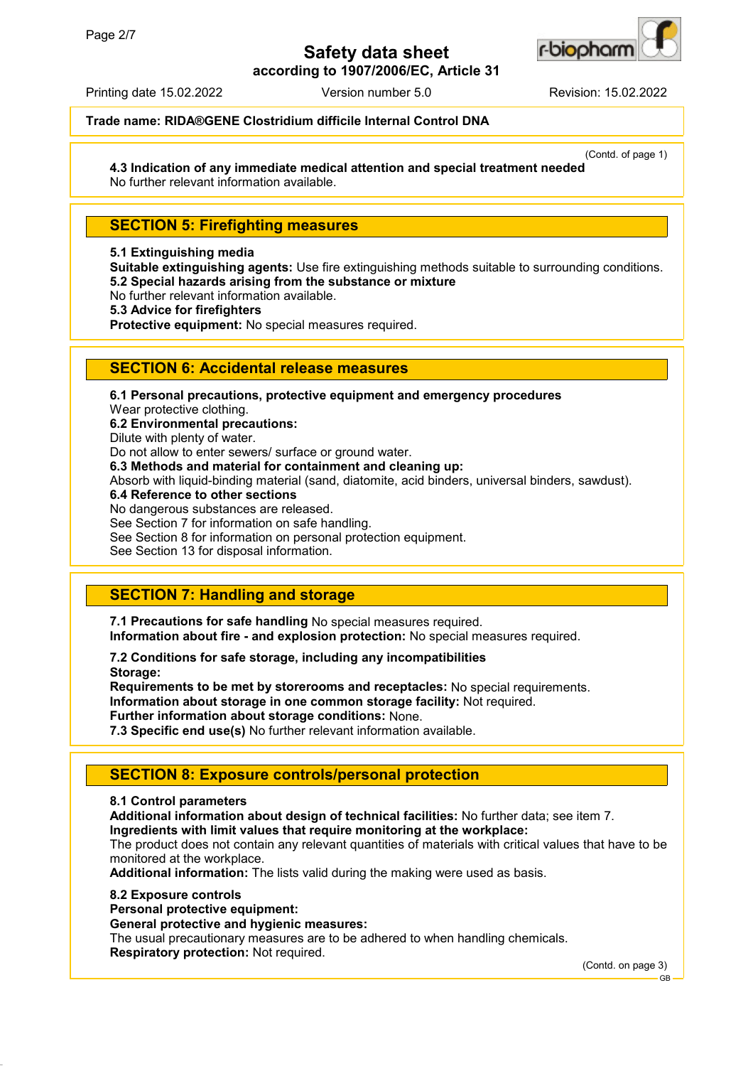Trade name: **RIDA®GENE Clostridium difficile Internal Control DNA**

(Contd. of page 1)

**4.3 Indication of any immediate medical attention and special treatment needed**
No further relevant information available.

## SECTION 5: Firefighting measures

**5.1 Extinguishing media**
**Suitable extinguishing agents:** Use fire extinguishing methods suitable to surrounding conditions.
**5.2 Special hazards arising from the substance or mixture**
No further relevant information available.
**5.3 Advice for firefighters**
**Protective equipment:** No special measures required.

## SECTION 6: Accidental release measures

**6.1 Personal precautions, protective equipment and emergency procedures**
Wear protective clothing.
**6.2 Environmental precautions:**
Dilute with plenty of water.
Do not allow to enter sewers/ surface or ground water.
**6.3 Methods and material for containment and cleaning up:**
Absorb with liquid-binding material (sand, diatomite, acid binders, universal binders, sawdust).
**6.4 Reference to other sections**
No dangerous substances are released.
See Section 7 for information on safe handling.
See Section 8 for information on personal protection equipment.
See Section 13 for disposal information.

## SECTION 7: Handling and storage

**7.1 Precautions for safe handling** No special measures required.
**Information about fire - and explosion protection:** No special measures required.

**7.2 Conditions for safe storage, including any incompatibilities**
**Storage:**
**Requirements to be met by storerooms and receptacles:** No special requirements.
**Information about storage in one common storage facility:** Not required.
**Further information about storage conditions:** None.
**7.3 Specific end use(s)** No further relevant information available.

## SECTION 8: Exposure controls/personal protection

**8.1 Control parameters**
**Additional information about design of technical facilities:** No further data; see item 7.
**Ingredients with limit values that require monitoring at the workplace:**
The product does not contain any relevant quantities of materials with critical values that have to be monitored at the workplace.
**Additional information:** The lists valid during the making were used as basis.

**8.2 Exposure controls**
**Personal protective equipment:**
**General protective and hygienic measures:**
The usual precautionary measures are to be adhered to when handling chemicals.
**Respiratory protection:** Not required.

(Contd. on page 3)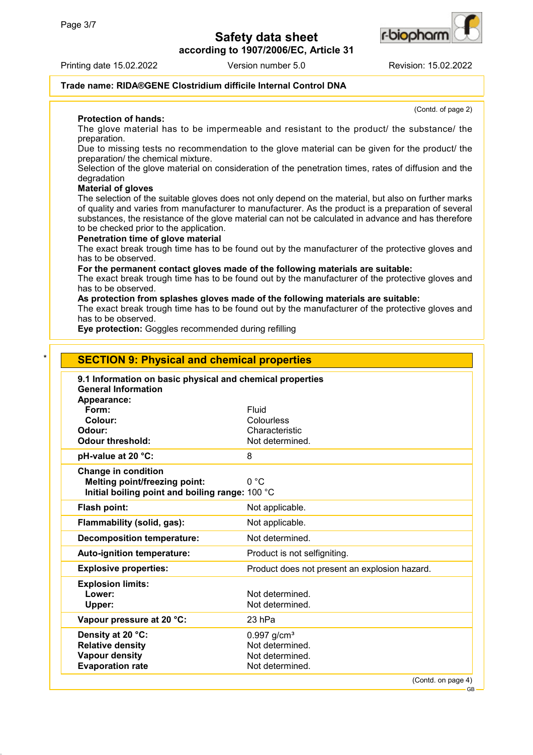Trade name: **RIDA®GENE Clostridium difficile Internal Control DNA**

(Contd. of page 2)

**Protection of hands:**
The glove material has to be impermeable and resistant to the product/ the substance/ the preparation.
Due to missing tests no recommendation to the glove material can be given for the product/ the preparation/ the chemical mixture.
Selection of the glove material on consideration of the penetration times, rates of diffusion and the degradation

**Material of gloves**
The selection of the suitable gloves does not only depend on the material, but also on further marks of quality and varies from manufacturer to manufacturer. As the product is a preparation of several substances, the resistance of the glove material can not be calculated in advance and has therefore to be checked prior to the application.

**Penetration time of glove material**
The exact break trough time has to be found out by the manufacturer of the protective gloves and has to be observed.

**For the permanent contact gloves made of the following materials are suitable:**
The exact break trough time has to be found out by the manufacturer of the protective gloves and has to be observed.

**As protection from splashes gloves made of the following materials are suitable:**
The exact break trough time has to be found out by the manufacturer of the protective gloves and has to be observed.

**Eye protection:** Goggles recommended during refilling

## SECTION 9: Physical and chemical properties

**9.1 Information on basic physical and chemical properties**

**General Information**

| Property | Value |
|---|---|
| **Appearance:** | |
| **Form:** | Fluid |
| **Colour:** | Colourless |
| **Odour:** | Characteristic |
| **Odour threshold:** | Not determined. |
| **pH-value at 20 °C:** | 8 |
| **Change in condition** | |
| **Melting point/freezing point:** | 0 °C |
| **Initial boiling point and boiling range:** | 100 °C |
| **Flash point:** | Not applicable. |
| **Flammability (solid, gas):** | Not applicable. |
| **Decomposition temperature:** | Not determined. |
| **Auto-ignition temperature:** | Product is not selfigniting. |
| **Explosive properties:** | Product does not present an explosion hazard. |
| **Explosion limits:** | |
| **Lower:** | Not determined. |
| **Upper:** | Not determined. |
| **Vapour pressure at 20 °C:** | 23 hPa |
| **Density at 20 °C:** | 0.997 g/cm³ |
| **Relative density** | Not determined. |
| **Vapour density** | Not determined. |
| **Evaporation rate** | Not determined. |

(Contd. on page 4)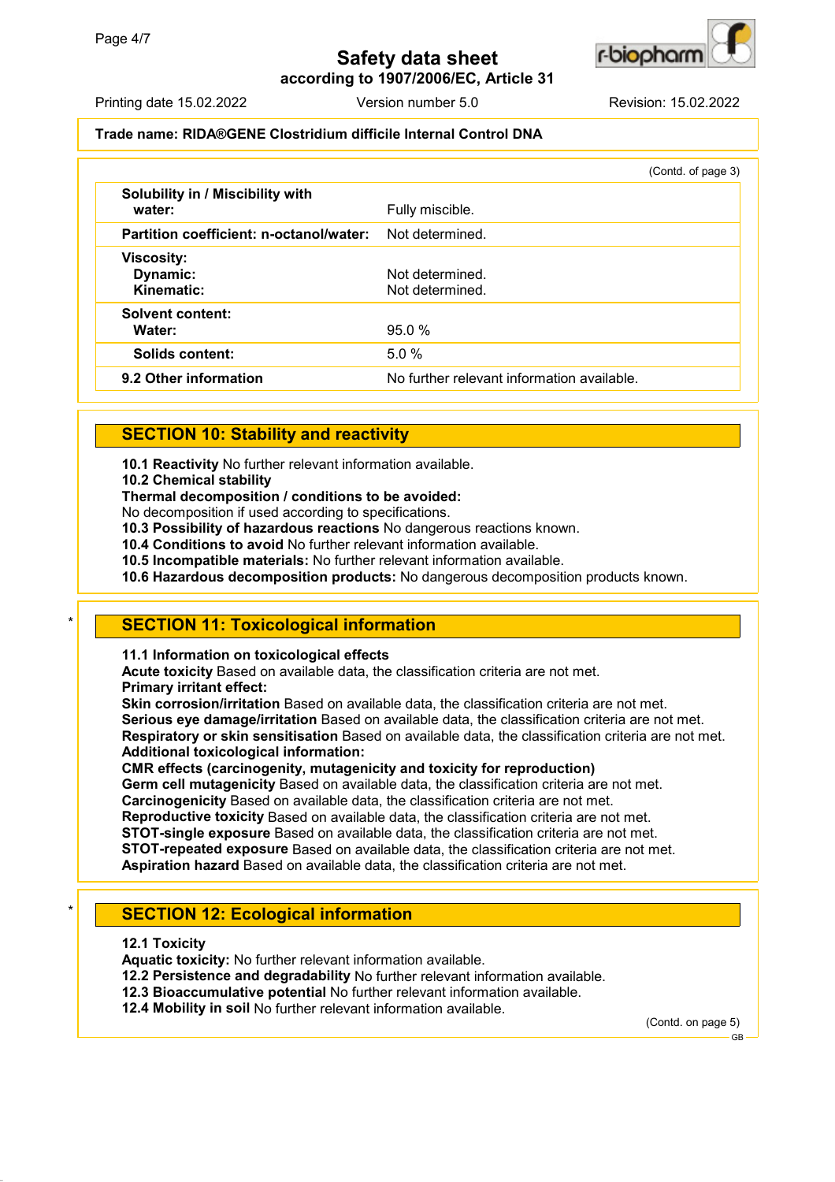**Trade name: RIDA®GENE Clostridium difficile Internal Control DNA**

(Contd. of page 3)

| | |
|---|---|
| **Solubility in / Miscibility with water:** | Fully miscible. |
| **Partition coefficient: n-octanol/water:** | Not determined. |
| **Viscosity:** | |
| **Dynamic:** | Not determined. |
| **Kinematic:** | Not determined. |
| **Solvent content:** | |
| **Water:** | 95.0 % |
| **Solids content:** | 5.0 % |
| **9.2 Other information** | No further relevant information available. |

## SECTION 10: Stability and reactivity

**10.1 Reactivity** No further relevant information available.
**10.2 Chemical stability**
**Thermal decomposition / conditions to be avoided:**
No decomposition if used according to specifications.
**10.3 Possibility of hazardous reactions** No dangerous reactions known.
**10.4 Conditions to avoid** No further relevant information available.
**10.5 Incompatible materials:** No further relevant information available.
**10.6 Hazardous decomposition products:** No dangerous decomposition products known.

\* 

## SECTION 11: Toxicological information

**11.1 Information on toxicological effects**
**Acute toxicity** Based on available data, the classification criteria are not met.
**Primary irritant effect:**
**Skin corrosion/irritation** Based on available data, the classification criteria are not met.
**Serious eye damage/irritation** Based on available data, the classification criteria are not met.
**Respiratory or skin sensitisation** Based on available data, the classification criteria are not met.
**Additional toxicological information:**
**CMR effects (carcinogenity, mutagenicity and toxicity for reproduction)**
**Germ cell mutagenicity** Based on available data, the classification criteria are not met.
**Carcinogenicity** Based on available data, the classification criteria are not met.
**Reproductive toxicity** Based on available data, the classification criteria are not met.
**STOT-single exposure** Based on available data, the classification criteria are not met.
**STOT-repeated exposure** Based on available data, the classification criteria are not met.
**Aspiration hazard** Based on available data, the classification criteria are not met.

\* 

## SECTION 12: Ecological information

**12.1 Toxicity**
**Aquatic toxicity:** No further relevant information available.
**12.2 Persistence and degradability** No further relevant information available.
**12.3 Bioaccumulative potential** No further relevant information available.
**12.4 Mobility in soil** No further relevant information available.

(Contd. on page 5)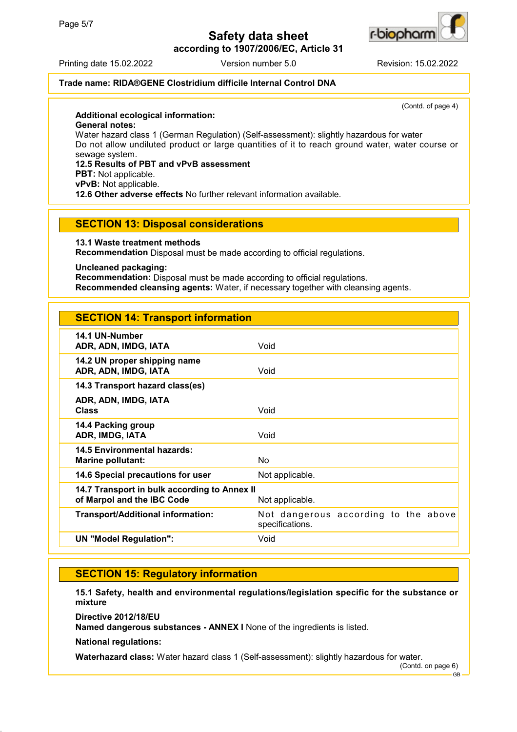Trade name: **RIDA®GENE Clostridium difficile Internal Control DNA**

(Contd. of page 4)

**Additional ecological information:**
**General notes:**
Water hazard class 1 (German Regulation) (Self-assessment): slightly hazardous for water
Do not allow undiluted product or large quantities of it to reach ground water, water course or sewage system.
**12.5 Results of PBT and vPvB assessment**
**PBT:** Not applicable.
**vPvB:** Not applicable.
**12.6 Other adverse effects** No further relevant information available.

## SECTION 13: Disposal considerations

**13.1 Waste treatment methods**
**Recommendation** Disposal must be made according to official regulations.

**Uncleaned packaging:**
**Recommendation:** Disposal must be made according to official regulations.
**Recommended cleansing agents:** Water, if necessary together with cleansing agents.

## SECTION 14: Transport information

| | |
|---|---|
| **14.1 UN-Number**<br>**ADR, ADN, IMDG, IATA** | Void |
| **14.2 UN proper shipping name**<br>**ADR, ADN, IMDG, IATA** | Void |
| **14.3 Transport hazard class(es)**<br>**ADR, ADN, IMDG, IATA**<br>**Class** | Void |
| **14.4 Packing group**<br>**ADR, IMDG, IATA** | Void |
| **14.5 Environmental hazards:**<br>**Marine pollutant:** | No |
| **14.6 Special precautions for user** | Not applicable. |
| **14.7 Transport in bulk according to Annex II of Marpol and the IBC Code** | Not applicable. |
| **Transport/Additional information:** | Not dangerous according to the above specifications. |
| **UN "Model Regulation":** | Void |

## SECTION 15: Regulatory information

**15.1 Safety, health and environmental regulations/legislation specific for the substance or mixture**

**Directive 2012/18/EU**
**Named dangerous substances - ANNEX I** None of the ingredients is listed.

**National regulations:**

**Waterhazard class:** Water hazard class 1 (Self-assessment): slightly hazardous for water.

(Contd. on page 6)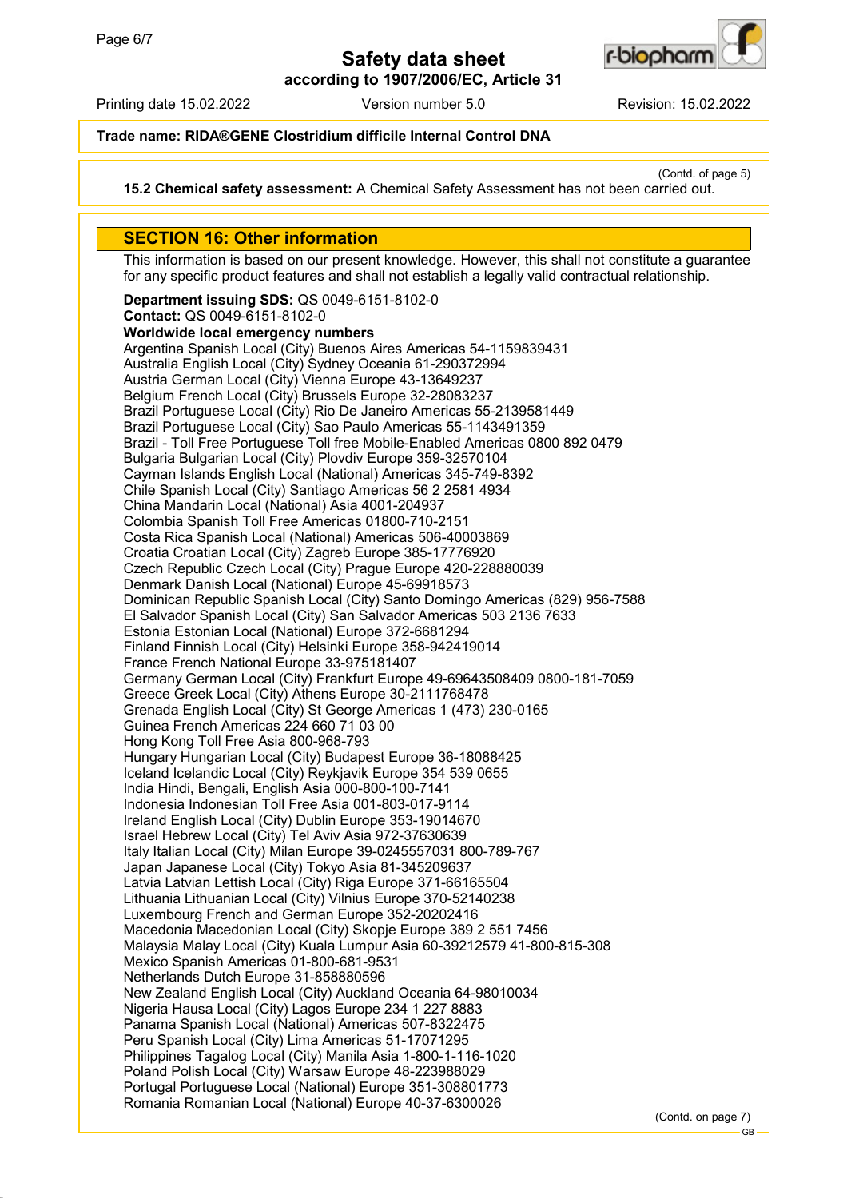Trade name: RIDA®GENE Clostridium difficile Internal Control DNA

(Contd. of page 5)

**15.2 Chemical safety assessment:** A Chemical Safety Assessment has not been carried out.

## SECTION 16: Other information

This information is based on our present knowledge. However, this shall not constitute a guarantee for any specific product features and shall not establish a legally valid contractual relationship.

**Department issuing SDS:** QS 0049-6151-8102-0
**Contact:** QS 0049-6151-8102-0
**Worldwide local emergency numbers**
Argentina Spanish Local (City) Buenos Aires Americas 54-1159839431
Australia English Local (City) Sydney Oceania 61-290372994
Austria German Local (City) Vienna Europe 43-13649237
Belgium French Local (City) Brussels Europe 32-28083237
Brazil Portuguese Local (City) Rio De Janeiro Americas 55-2139581449
Brazil Portuguese Local (City) Sao Paulo Americas 55-1143491359
Brazil - Toll Free Portuguese Toll free Mobile-Enabled Americas 0800 892 0479
Bulgaria Bulgarian Local (City) Plovdiv Europe 359-32570104
Cayman Islands English Local (National) Americas 345-749-8392
Chile Spanish Local (City) Santiago Americas 56 2 2581 4934
China Mandarin Local (National) Asia 4001-204937
Colombia Spanish Toll Free Americas 01800-710-2151
Costa Rica Spanish Local (National) Americas 506-40003869
Croatia Croatian Local (City) Zagreb Europe 385-17776920
Czech Republic Czech Local (City) Prague Europe 420-228880039
Denmark Danish Local (National) Europe 45-69918573
Dominican Republic Spanish Local (City) Santo Domingo Americas (829) 956-7588
El Salvador Spanish Local (City) San Salvador Americas 503 2136 7633
Estonia Estonian Local (National) Europe 372-6681294
Finland Finnish Local (City) Helsinki Europe 358-942419014
France French National Europe 33-975181407
Germany German Local (City) Frankfurt Europe 49-69643508409 0800-181-7059
Greece Greek Local (City) Athens Europe 30-2111768478
Grenada English Local (City) St George Americas 1 (473) 230-0165
Guinea French Americas 224 660 71 03 00
Hong Kong Toll Free Asia 800-968-793
Hungary Hungarian Local (City) Budapest Europe 36-18088425
Iceland Icelandic Local (City) Reykjavik Europe 354 539 0655
India Hindi, Bengali, English Asia 000-800-100-7141
Indonesia Indonesian Toll Free Asia 001-803-017-9114
Ireland English Local (City) Dublin Europe 353-19014670
Israel Hebrew Local (City) Tel Aviv Asia 972-37630639
Italy Italian Local (City) Milan Europe 39-0245557031 800-789-767
Japan Japanese Local (City) Tokyo Asia 81-345209637
Latvia Latvian Lettish Local (City) Riga Europe 371-66165504
Lithuania Lithuanian Local (City) Vilnius Europe 370-52140238
Luxembourg French and German Europe 352-20202416
Macedonia Macedonian Local (City) Skopje Europe 389 2 551 7456
Malaysia Malay Local (City) Kuala Lumpur Asia 60-39212579 41-800-815-308
Mexico Spanish Americas 01-800-681-9531
Netherlands Dutch Europe 31-858880596
New Zealand English Local (City) Auckland Oceania 64-98010034
Nigeria Hausa Local (City) Lagos Europe 234 1 227 8883
Panama Spanish Local (National) Americas 507-8322475
Peru Spanish Local (City) Lima Americas 51-17071295
Philippines Tagalog Local (City) Manila Asia 1-800-1-116-1020
Poland Polish Local (City) Warsaw Europe 48-223988029
Portugal Portuguese Local (National) Europe 351-308801773
Romania Romanian Local (National) Europe 40-37-6300026

(Contd. on page 7)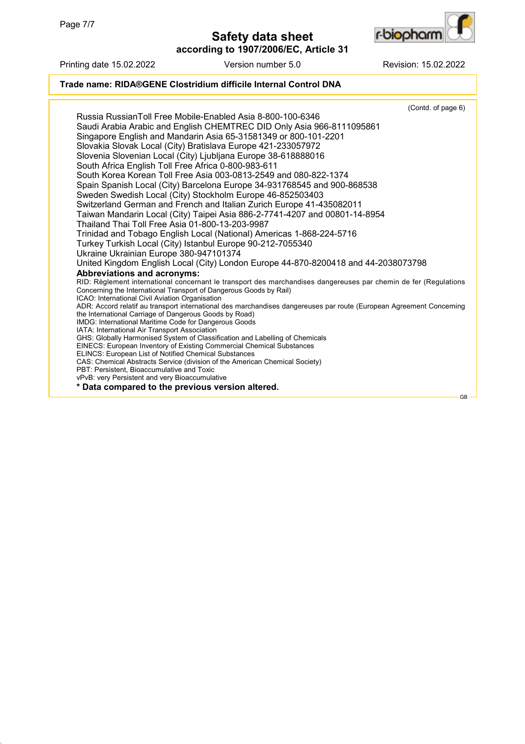**Trade name: RIDA®GENE Clostridium difficile Internal Control DNA**

(Contd. of page 6)

Russia RussianToll Free Mobile-Enabled Asia 8-800-100-6346
Saudi Arabia Arabic and English CHEMTREC DID Only Asia 966-8111095861
Singapore English and Mandarin Asia 65-31581349 or 800-101-2201
Slovakia Slovak Local (City) Bratislava Europe 421-233057972
Slovenia Slovenian Local (City) Ljubljana Europe 38-618888016
South Africa English Toll Free Africa 0-800-983-611
South Korea Korean Toll Free Asia 003-0813-2549 and 080-822-1374
Spain Spanish Local (City) Barcelona Europe 34-931768545 and 900-868538
Sweden Swedish Local (City) Stockholm Europe 46-852503403
Switzerland German and French and Italian Zurich Europe 41-435082011
Taiwan Mandarin Local (City) Taipei Asia 886-2-7741-4207 and 00801-14-8954
Thailand Thai Toll Free Asia 01-800-13-203-9987
Trinidad and Tobago English Local (National) Americas 1-868-224-5716
Turkey Turkish Local (City) Istanbul Europe 90-212-7055340
Ukraine Ukrainian Europe 380-947101374
United Kingdom English Local (City) London Europe 44-870-8200418 and 44-2038073798

**Abbreviations and acronyms:**

RID: Règlement international concernant le transport des marchandises dangereuses par chemin de fer (Regulations Concerning the International Transport of Dangerous Goods by Rail)
ICAO: International Civil Aviation Organisation
ADR: Accord relatif au transport international des marchandises dangereuses par route (European Agreement Concerning the International Carriage of Dangerous Goods by Road)
IMDG: International Maritime Code for Dangerous Goods
IATA: International Air Transport Association
GHS: Globally Harmonised System of Classification and Labelling of Chemicals
EINECS: European Inventory of Existing Commercial Chemical Substances
ELINCS: European List of Notified Chemical Substances
CAS: Chemical Abstracts Service (division of the American Chemical Society)
PBT: Persistent, Bioaccumulative and Toxic
vPvB: very Persistent and very Bioaccumulative

**\* Data compared to the previous version altered.**